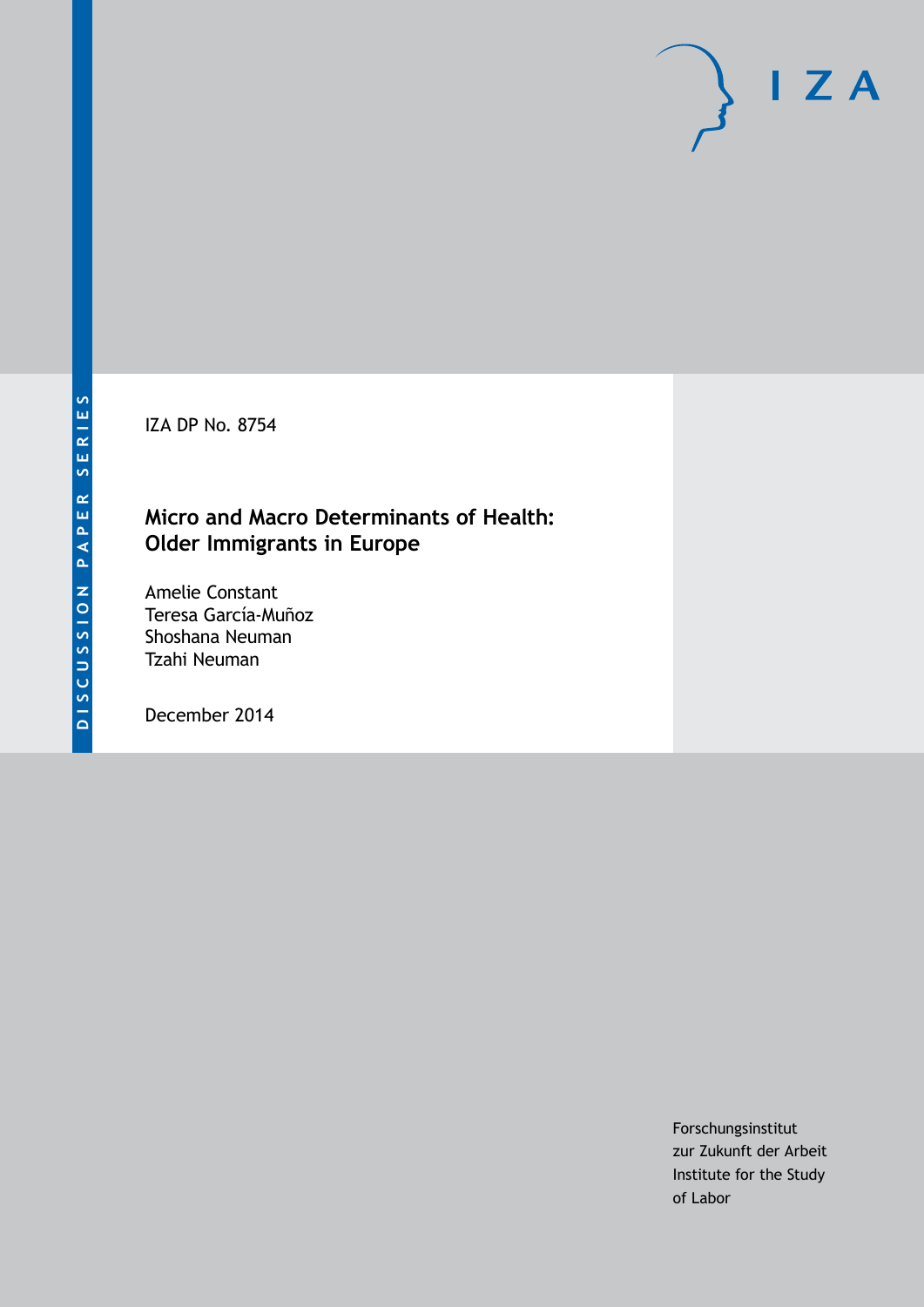DISCUSSION PAPER SERIES

IZA DP No. 8754

# Micro and Macro Determinants of Health: Older Immigrants in Europe

Amelie Constant
Teresa García-Muñoz
Shoshana Neuman
Tzahi Neuman

December 2014

Forschungsinstitut
zur Zukunft der Arbeit
Institute for the Study
of Labor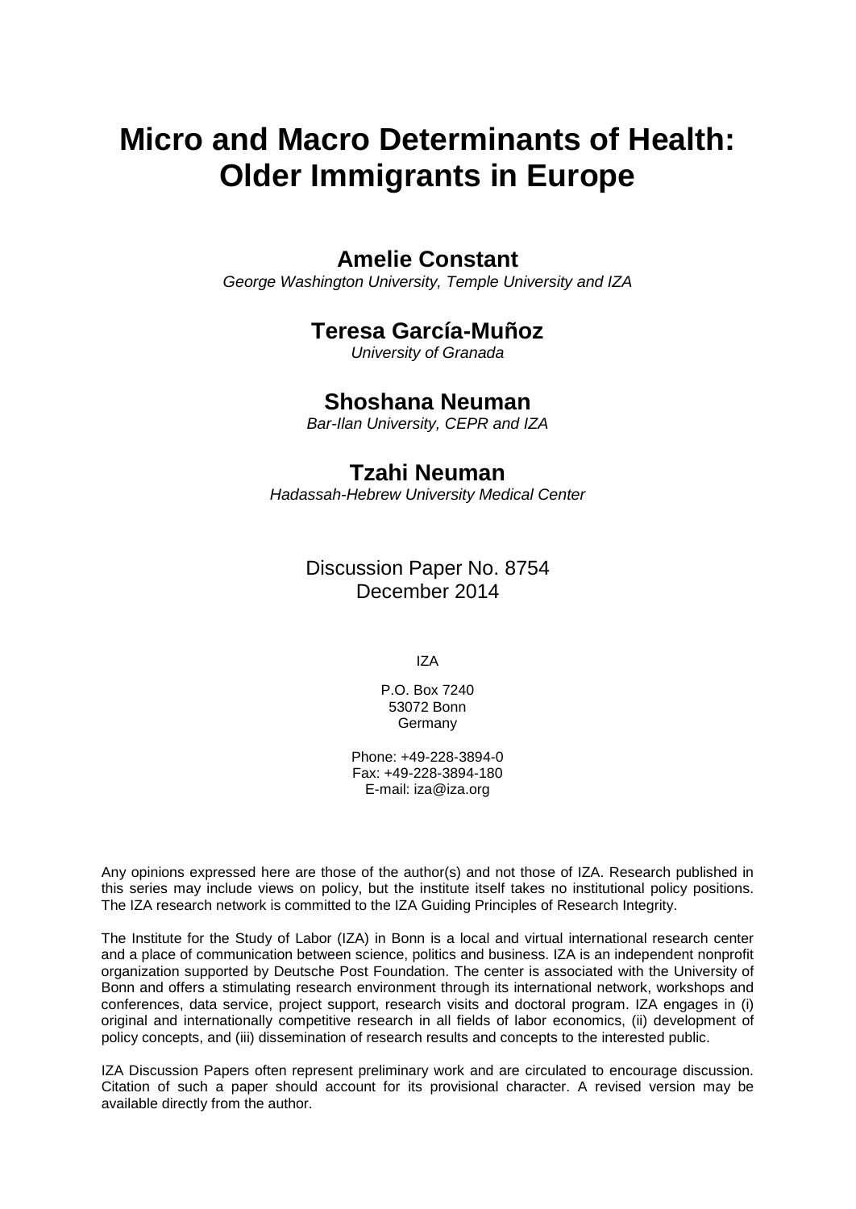# Micro and Macro Determinants of Health: Older Immigrants in Europe

## Amelie Constant

*George Washington University, Temple University and IZA*

## Teresa García-Muñoz

*University of Granada*

## Shoshana Neuman

*Bar-Ilan University, CEPR and IZA*

## Tzahi Neuman

*Hadassah-Hebrew University Medical Center*

Discussion Paper No. 8754
December 2014

IZA

P.O. Box 7240
53072 Bonn
Germany

Phone: +49-228-3894-0
Fax: +49-228-3894-180
E-mail: iza@iza.org

Any opinions expressed here are those of the author(s) and not those of IZA. Research published in this series may include views on policy, but the institute itself takes no institutional policy positions. The IZA research network is committed to the IZA Guiding Principles of Research Integrity.

The Institute for the Study of Labor (IZA) in Bonn is a local and virtual international research center and a place of communication between science, politics and business. IZA is an independent nonprofit organization supported by Deutsche Post Foundation. The center is associated with the University of Bonn and offers a stimulating research environment through its international network, workshops and conferences, data service, project support, research visits and doctoral program. IZA engages in (i) original and internationally competitive research in all fields of labor economics, (ii) development of policy concepts, and (iii) dissemination of research results and concepts to the interested public.

IZA Discussion Papers often represent preliminary work and are circulated to encourage discussion. Citation of such a paper should account for its provisional character. A revised version may be available directly from the author.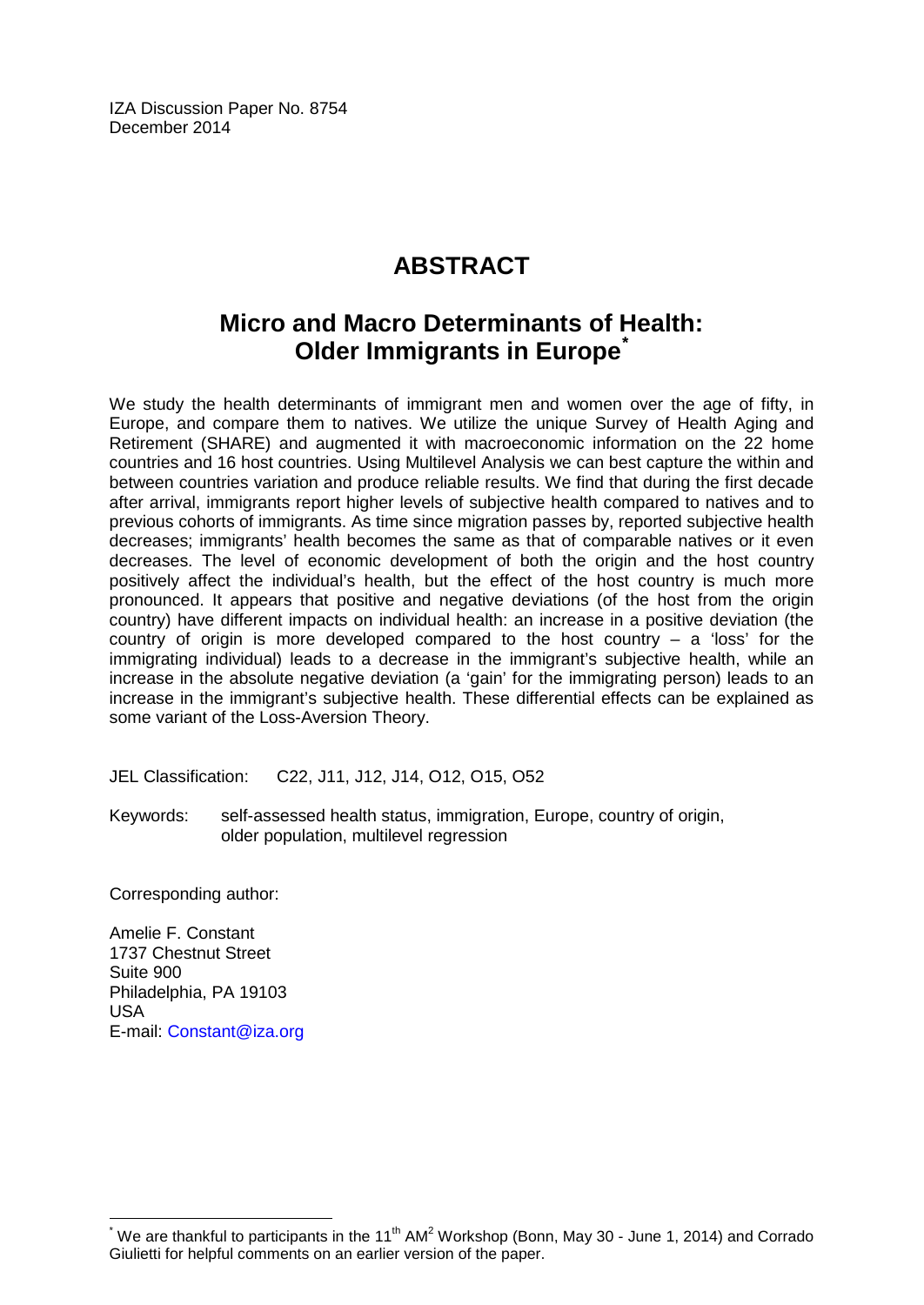IZA Discussion Paper No. 8754
December 2014

# ABSTRACT

## Micro and Macro Determinants of Health: Older Immigrants in Europe*

We study the health determinants of immigrant men and women over the age of fifty, in Europe, and compare them to natives. We utilize the unique Survey of Health Aging and Retirement (SHARE) and augmented it with macroeconomic information on the 22 home countries and 16 host countries. Using Multilevel Analysis we can best capture the within and between countries variation and produce reliable results. We find that during the first decade after arrival, immigrants report higher levels of subjective health compared to natives and to previous cohorts of immigrants. As time since migration passes by, reported subjective health decreases; immigrants' health becomes the same as that of comparable natives or it even decreases. The level of economic development of both the origin and the host country positively affect the individual's health, but the effect of the host country is much more pronounced. It appears that positive and negative deviations (of the host from the origin country) have different impacts on individual health: an increase in a positive deviation (the country of origin is more developed compared to the host country – a 'loss' for the immigrating individual) leads to a decrease in the immigrant's subjective health, while an increase in the absolute negative deviation (a 'gain' for the immigrating person) leads to an increase in the immigrant's subjective health. These differential effects can be explained as some variant of the Loss-Aversion Theory.

JEL Classification: C22, J11, J12, J14, O12, O15, O52

Keywords: self-assessed health status, immigration, Europe, country of origin, older population, multilevel regression

Corresponding author:

Amelie F. Constant
1737 Chestnut Street
Suite 900
Philadelphia, PA 19103
USA
E-mail: Constant@iza.org

* We are thankful to participants in the 11th AM² Workshop (Bonn, May 30 - June 1, 2014) and Corrado Giulietti for helpful comments on an earlier version of the paper.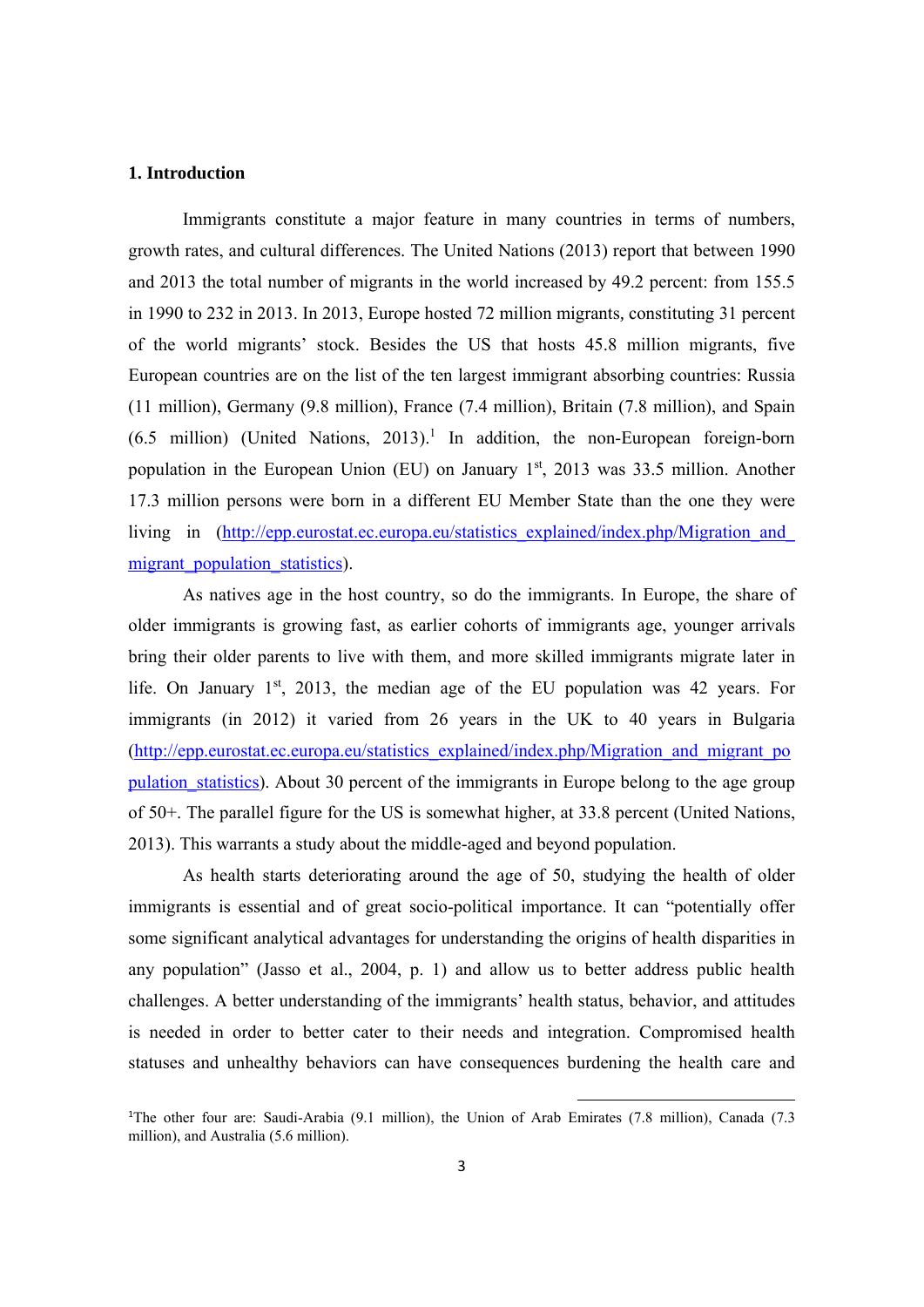## 1. Introduction

Immigrants constitute a major feature in many countries in terms of numbers, growth rates, and cultural differences. The United Nations (2013) report that between 1990 and 2013 the total number of migrants in the world increased by 49.2 percent: from 155.5 in 1990 to 232 in 2013. In 2013, Europe hosted 72 million migrants, constituting 31 percent of the world migrants' stock. Besides the US that hosts 45.8 million migrants, five European countries are on the list of the ten largest immigrant absorbing countries: Russia (11 million), Germany (9.8 million), France (7.4 million), Britain (7.8 million), and Spain (6.5 million) (United Nations, 2013).[1] In addition, the non-European foreign-born population in the European Union (EU) on January 1st, 2013 was 33.5 million. Another 17.3 million persons were born in a different EU Member State than the one they were living in (http://epp.eurostat.ec.europa.eu/statistics_explained/index.php/Migration_and_migrant_population_statistics).

As natives age in the host country, so do the immigrants. In Europe, the share of older immigrants is growing fast, as earlier cohorts of immigrants age, younger arrivals bring their older parents to live with them, and more skilled immigrants migrate later in life. On January 1st, 2013, the median age of the EU population was 42 years. For immigrants (in 2012) it varied from 26 years in the UK to 40 years in Bulgaria (http://epp.eurostat.ec.europa.eu/statistics_explained/index.php/Migration_and_migrant_population_statistics). About 30 percent of the immigrants in Europe belong to the age group of 50+. The parallel figure for the US is somewhat higher, at 33.8 percent (United Nations, 2013). This warrants a study about the middle-aged and beyond population.

As health starts deteriorating around the age of 50, studying the health of older immigrants is essential and of great socio-political importance. It can "potentially offer some significant analytical advantages for understanding the origins of health disparities in any population" (Jasso et al., 2004, p. 1) and allow us to better address public health challenges. A better understanding of the immigrants' health status, behavior, and attitudes is needed in order to better cater to their needs and integration. Compromised health statuses and unhealthy behaviors can have consequences burdening the health care and

---

[1] The other four are: Saudi-Arabia (9.1 million), the Union of Arab Emirates (7.8 million), Canada (7.3 million), and Australia (5.6 million).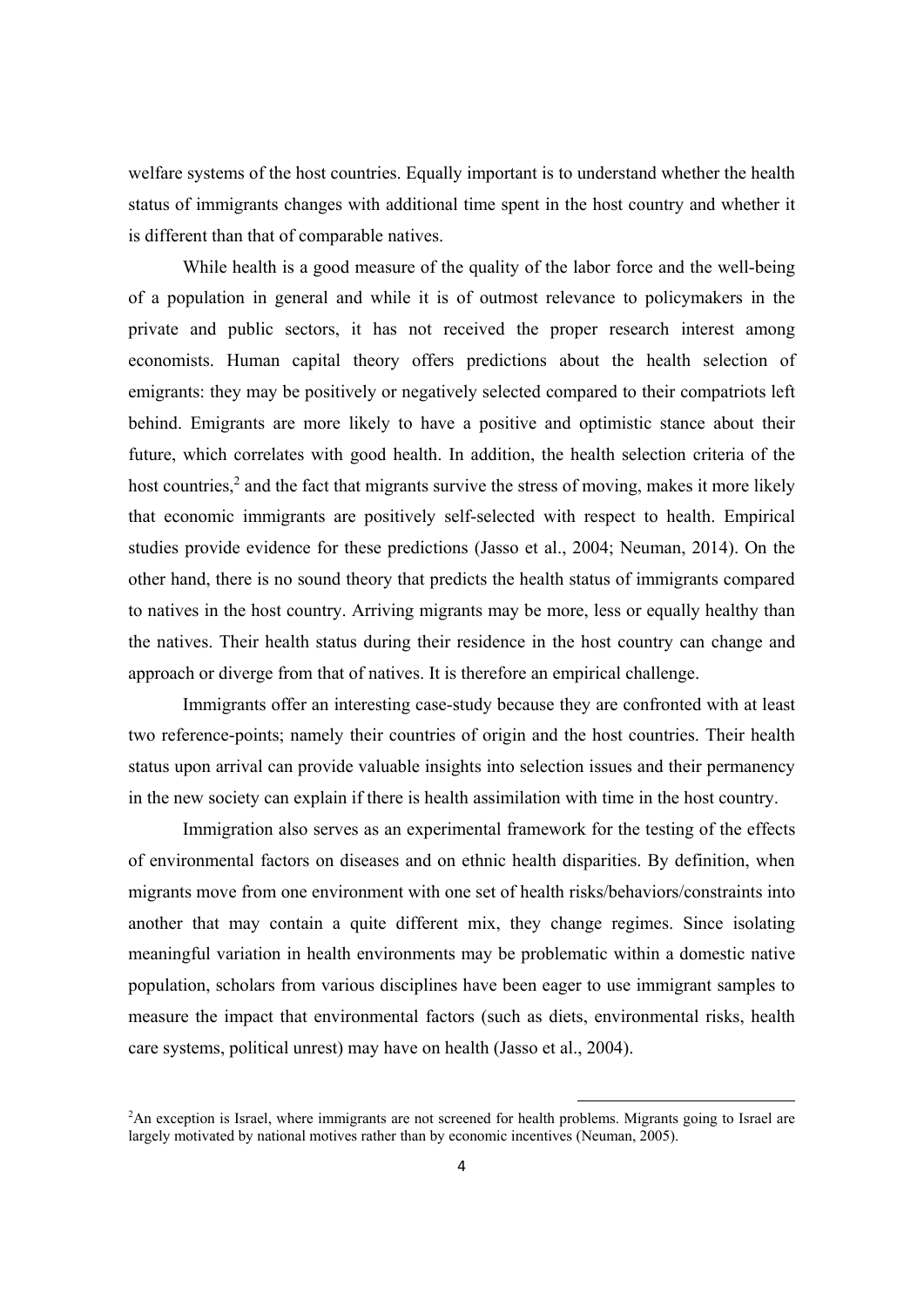welfare systems of the host countries. Equally important is to understand whether the health status of immigrants changes with additional time spent in the host country and whether it is different than that of comparable natives.

While health is a good measure of the quality of the labor force and the well-being of a population in general and while it is of outmost relevance to policymakers in the private and public sectors, it has not received the proper research interest among economists. Human capital theory offers predictions about the health selection of emigrants: they may be positively or negatively selected compared to their compatriots left behind. Emigrants are more likely to have a positive and optimistic stance about their future, which correlates with good health. In addition, the health selection criteria of the host countries,[2] and the fact that migrants survive the stress of moving, makes it more likely that economic immigrants are positively self-selected with respect to health. Empirical studies provide evidence for these predictions (Jasso et al., 2004; Neuman, 2014). On the other hand, there is no sound theory that predicts the health status of immigrants compared to natives in the host country. Arriving migrants may be more, less or equally healthy than the natives. Their health status during their residence in the host country can change and approach or diverge from that of natives. It is therefore an empirical challenge.

Immigrants offer an interesting case-study because they are confronted with at least two reference-points; namely their countries of origin and the host countries. Their health status upon arrival can provide valuable insights into selection issues and their permanency in the new society can explain if there is health assimilation with time in the host country.

Immigration also serves as an experimental framework for the testing of the effects of environmental factors on diseases and on ethnic health disparities. By definition, when migrants move from one environment with one set of health risks/behaviors/constraints into another that may contain a quite different mix, they change regimes. Since isolating meaningful variation in health environments may be problematic within a domestic native population, scholars from various disciplines have been eager to use immigrant samples to measure the impact that environmental factors (such as diets, environmental risks, health care systems, political unrest) may have on health (Jasso et al., 2004).

[2]An exception is Israel, where immigrants are not screened for health problems. Migrants going to Israel are largely motivated by national motives rather than by economic incentives (Neuman, 2005).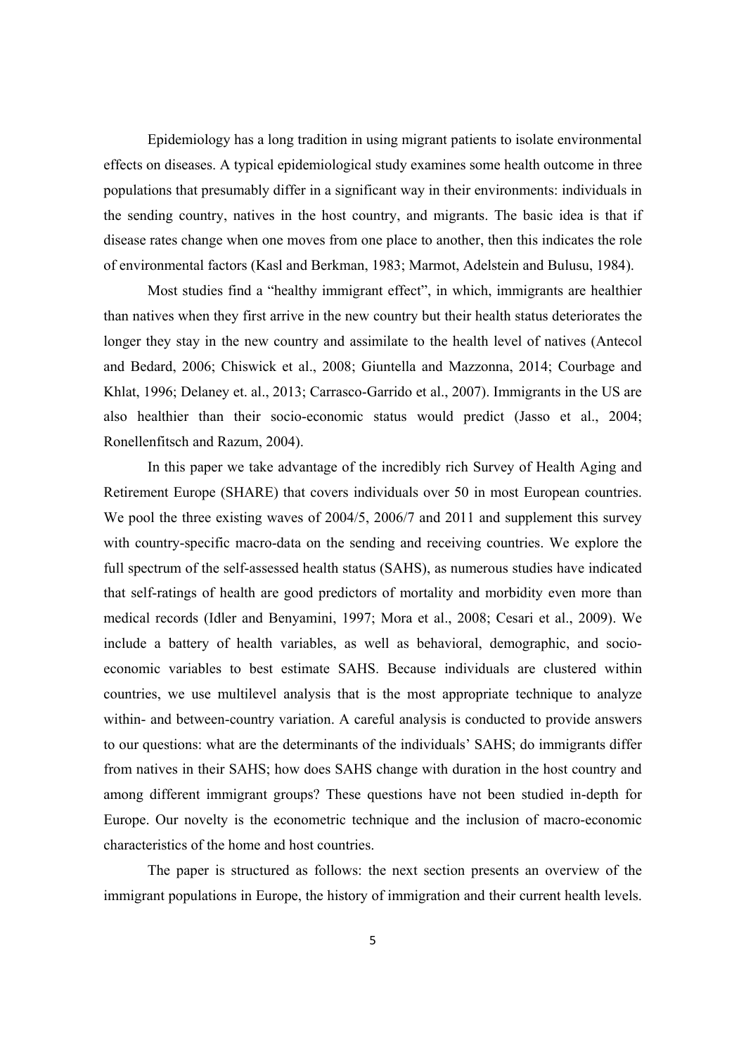Epidemiology has a long tradition in using migrant patients to isolate environmental effects on diseases. A typical epidemiological study examines some health outcome in three populations that presumably differ in a significant way in their environments: individuals in the sending country, natives in the host country, and migrants. The basic idea is that if disease rates change when one moves from one place to another, then this indicates the role of environmental factors (Kasl and Berkman, 1983; Marmot, Adelstein and Bulusu, 1984).

Most studies find a "healthy immigrant effect", in which, immigrants are healthier than natives when they first arrive in the new country but their health status deteriorates the longer they stay in the new country and assimilate to the health level of natives (Antecol and Bedard, 2006; Chiswick et al., 2008; Giuntella and Mazzonna, 2014; Courbage and Khlat, 1996; Delaney et. al., 2013; Carrasco-Garrido et al., 2007). Immigrants in the US are also healthier than their socio-economic status would predict (Jasso et al., 2004; Ronellenfitsch and Razum, 2004).

In this paper we take advantage of the incredibly rich Survey of Health Aging and Retirement Europe (SHARE) that covers individuals over 50 in most European countries. We pool the three existing waves of 2004/5, 2006/7 and 2011 and supplement this survey with country-specific macro-data on the sending and receiving countries. We explore the full spectrum of the self-assessed health status (SAHS), as numerous studies have indicated that self-ratings of health are good predictors of mortality and morbidity even more than medical records (Idler and Benyamini, 1997; Mora et al., 2008; Cesari et al., 2009). We include a battery of health variables, as well as behavioral, demographic, and socio-economic variables to best estimate SAHS. Because individuals are clustered within countries, we use multilevel analysis that is the most appropriate technique to analyze within- and between-country variation. A careful analysis is conducted to provide answers to our questions: what are the determinants of the individuals' SAHS; do immigrants differ from natives in their SAHS; how does SAHS change with duration in the host country and among different immigrant groups? These questions have not been studied in-depth for Europe. Our novelty is the econometric technique and the inclusion of macro-economic characteristics of the home and host countries.

The paper is structured as follows: the next section presents an overview of the immigrant populations in Europe, the history of immigration and their current health levels.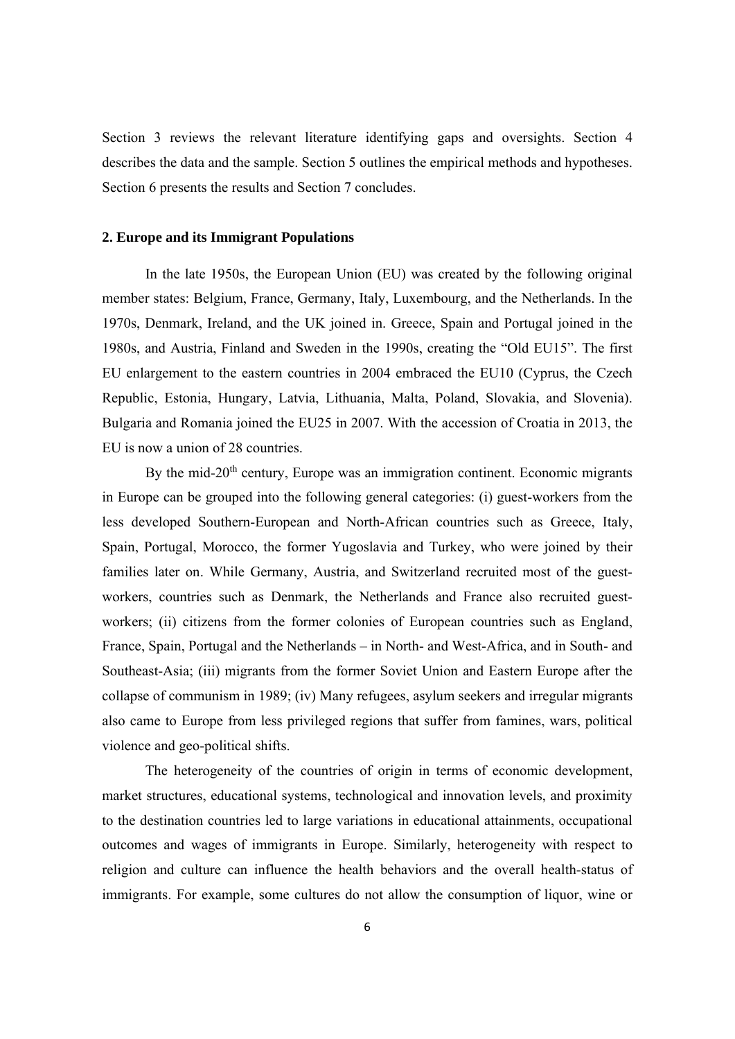Section 3 reviews the relevant literature identifying gaps and oversights. Section 4 describes the data and the sample. Section 5 outlines the empirical methods and hypotheses. Section 6 presents the results and Section 7 concludes.

## 2. Europe and its Immigrant Populations

In the late 1950s, the European Union (EU) was created by the following original member states: Belgium, France, Germany, Italy, Luxembourg, and the Netherlands. In the 1970s, Denmark, Ireland, and the UK joined in. Greece, Spain and Portugal joined in the 1980s, and Austria, Finland and Sweden in the 1990s, creating the "Old EU15". The first EU enlargement to the eastern countries in 2004 embraced the EU10 (Cyprus, the Czech Republic, Estonia, Hungary, Latvia, Lithuania, Malta, Poland, Slovakia, and Slovenia). Bulgaria and Romania joined the EU25 in 2007. With the accession of Croatia in 2013, the EU is now a union of 28 countries.

By the mid-20th century, Europe was an immigration continent. Economic migrants in Europe can be grouped into the following general categories: (i) guest-workers from the less developed Southern-European and North-African countries such as Greece, Italy, Spain, Portugal, Morocco, the former Yugoslavia and Turkey, who were joined by their families later on. While Germany, Austria, and Switzerland recruited most of the guest-workers, countries such as Denmark, the Netherlands and France also recruited guest-workers; (ii) citizens from the former colonies of European countries such as England, France, Spain, Portugal and the Netherlands – in North- and West-Africa, and in South- and Southeast-Asia; (iii) migrants from the former Soviet Union and Eastern Europe after the collapse of communism in 1989; (iv) Many refugees, asylum seekers and irregular migrants also came to Europe from less privileged regions that suffer from famines, wars, political violence and geo-political shifts.

The heterogeneity of the countries of origin in terms of economic development, market structures, educational systems, technological and innovation levels, and proximity to the destination countries led to large variations in educational attainments, occupational outcomes and wages of immigrants in Europe. Similarly, heterogeneity with respect to religion and culture can influence the health behaviors and the overall health-status of immigrants. For example, some cultures do not allow the consumption of liquor, wine or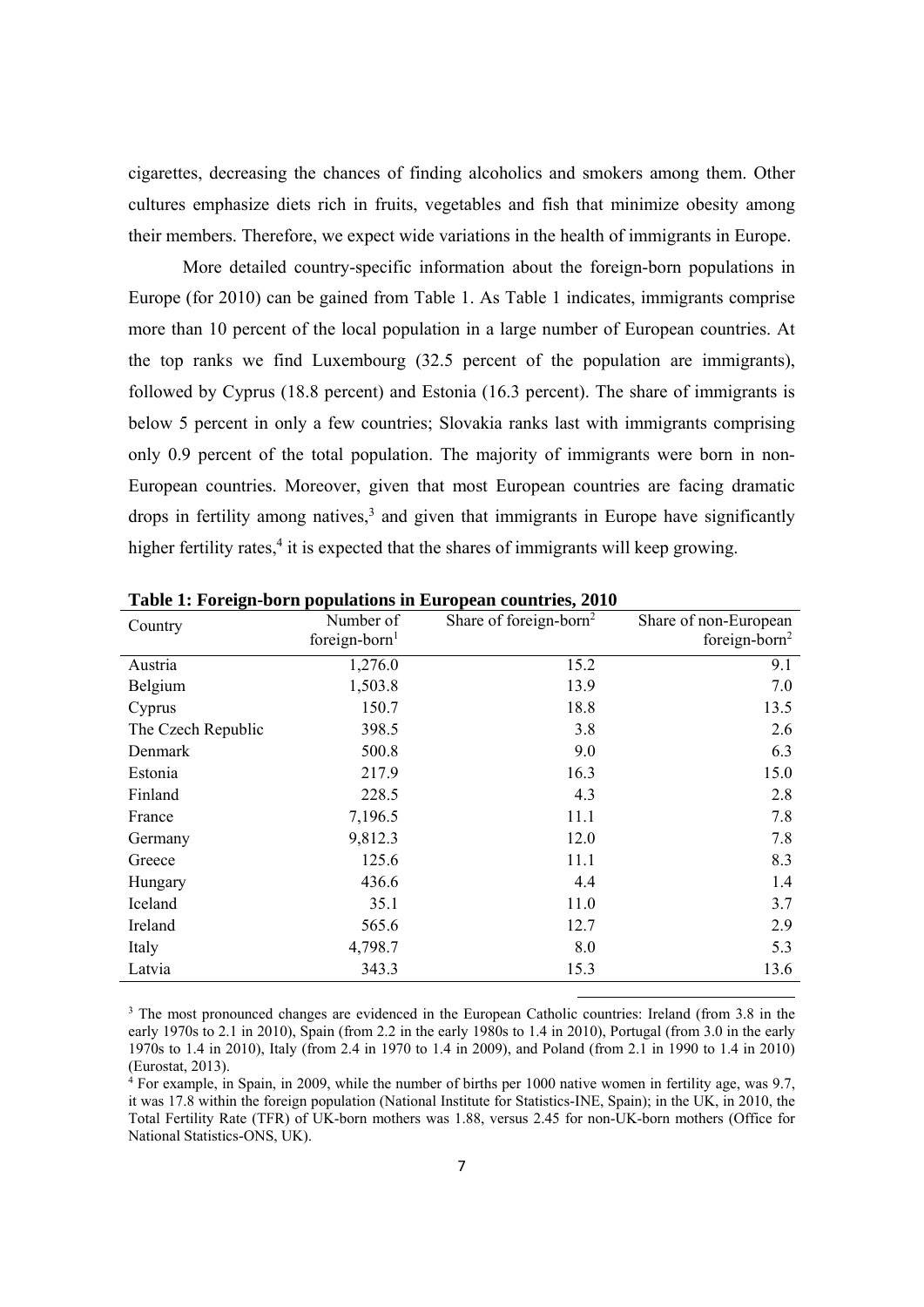cigarettes, decreasing the chances of finding alcoholics and smokers among them. Other cultures emphasize diets rich in fruits, vegetables and fish that minimize obesity among their members. Therefore, we expect wide variations in the health of immigrants in Europe.

More detailed country-specific information about the foreign-born populations in Europe (for 2010) can be gained from Table 1. As Table 1 indicates, immigrants comprise more than 10 percent of the local population in a large number of European countries. At the top ranks we find Luxembourg (32.5 percent of the population are immigrants), followed by Cyprus (18.8 percent) and Estonia (16.3 percent). The share of immigrants is below 5 percent in only a few countries; Slovakia ranks last with immigrants comprising only 0.9 percent of the total population. The majority of immigrants were born in non-European countries. Moreover, given that most European countries are facing dramatic drops in fertility among natives,[3] and given that immigrants in Europe have significantly higher fertility rates,[4] it is expected that the shares of immigrants will keep growing.

**Table 1: Foreign-born populations in European countries, 2010**

| Country | Number of foreign-born[1] | Share of foreign-born[2] | Share of non-European foreign-born[2] |
|---|---|---|---|
| Austria | 1,276.0 | 15.2 | 9.1 |
| Belgium | 1,503.8 | 13.9 | 7.0 |
| Cyprus | 150.7 | 18.8 | 13.5 |
| The Czech Republic | 398.5 | 3.8 | 2.6 |
| Denmark | 500.8 | 9.0 | 6.3 |
| Estonia | 217.9 | 16.3 | 15.0 |
| Finland | 228.5 | 4.3 | 2.8 |
| France | 7,196.5 | 11.1 | 7.8 |
| Germany | 9,812.3 | 12.0 | 7.8 |
| Greece | 125.6 | 11.1 | 8.3 |
| Hungary | 436.6 | 4.4 | 1.4 |
| Iceland | 35.1 | 11.0 | 3.7 |
| Ireland | 565.6 | 12.7 | 2.9 |
| Italy | 4,798.7 | 8.0 | 5.3 |
| Latvia | 343.3 | 15.3 | 13.6 |

[3] The most pronounced changes are evidenced in the European Catholic countries: Ireland (from 3.8 in the early 1970s to 2.1 in 2010), Spain (from 2.2 in the early 1980s to 1.4 in 2010), Portugal (from 3.0 in the early 1970s to 1.4 in 2010), Italy (from 2.4 in 1970 to 1.4 in 2009), and Poland (from 2.1 in 1990 to 1.4 in 2010) (Eurostat, 2013).

[4] For example, in Spain, in 2009, while the number of births per 1000 native women in fertility age, was 9.7, it was 17.8 within the foreign population (National Institute for Statistics-INE, Spain); in the UK, in 2010, the Total Fertility Rate (TFR) of UK-born mothers was 1.88, versus 2.45 for non-UK-born mothers (Office for National Statistics-ONS, UK).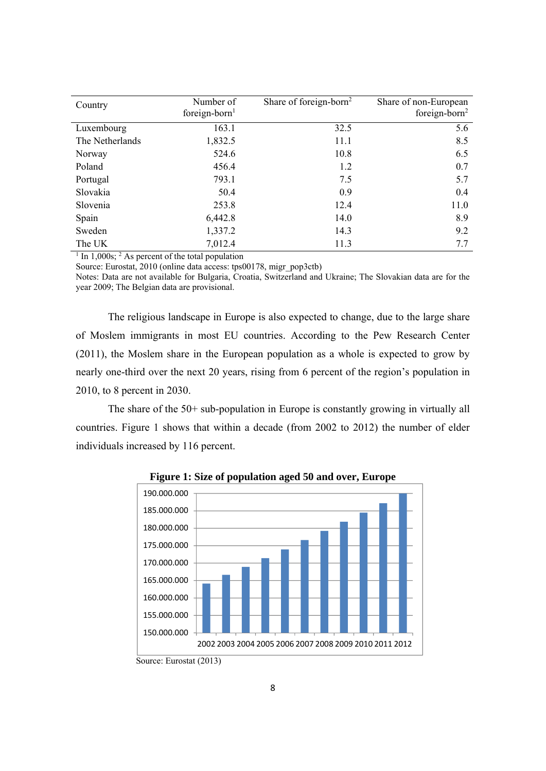| Country | Number of foreign-born[1] | Share of foreign-born[2] | Share of non-European foreign-born[2] |
|---|---|---|---|
| Luxembourg | 163.1 | 32.5 | 5.6 |
| The Netherlands | 1,832.5 | 11.1 | 8.5 |
| Norway | 524.6 | 10.8 | 6.5 |
| Poland | 456.4 | 1.2 | 0.7 |
| Portugal | 793.1 | 7.5 | 5.7 |
| Slovakia | 50.4 | 0.9 | 0.4 |
| Slovenia | 253.8 | 12.4 | 11.0 |
| Spain | 6,442.8 | 14.0 | 8.9 |
| Sweden | 1,337.2 | 14.3 | 9.2 |
| The UK | 7,012.4 | 11.3 | 7.7 |

[1] In 1,000s; [2] As percent of the total population

Source: Eurostat, 2010 (online data access: tps00178, migr_pop3ctb)

Notes: Data are not available for Bulgaria, Croatia, Switzerland and Ukraine; The Slovakian data are for the year 2009; The Belgian data are provisional.

The religious landscape in Europe is also expected to change, due to the large share of Moslem immigrants in most EU countries. According to the Pew Research Center (2011), the Moslem share in the European population as a whole is expected to grow by nearly one-third over the next 20 years, rising from 6 percent of the region's population in 2010, to 8 percent in 2030.

The share of the 50+ sub-population in Europe is constantly growing in virtually all countries. Figure 1 shows that within a decade (from 2002 to 2012) the number of elder individuals increased by 116 percent.

**Figure 1: Size of population aged 50 and over, Europe**

Source: Eurostat (2013)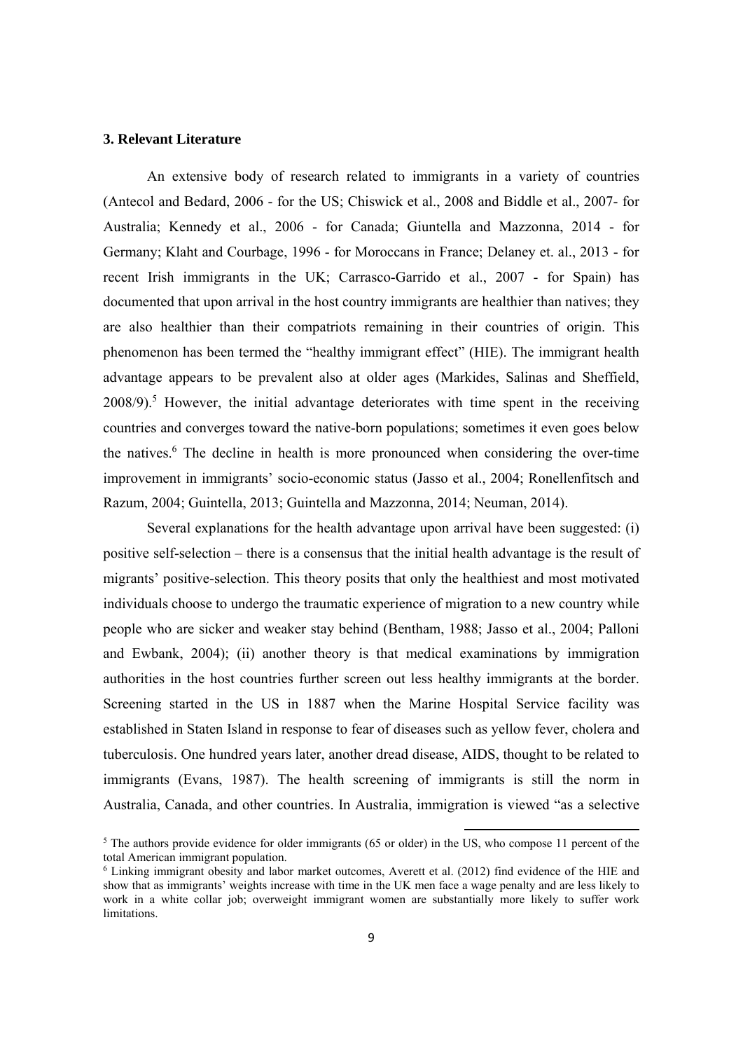## 3. Relevant Literature

An extensive body of research related to immigrants in a variety of countries (Antecol and Bedard, 2006 - for the US; Chiswick et al., 2008 and Biddle et al., 2007- for Australia; Kennedy et al., 2006 - for Canada; Giuntella and Mazzonna, 2014 - for Germany; Klaht and Courbage, 1996 - for Moroccans in France; Delaney et. al., 2013 - for recent Irish immigrants in the UK; Carrasco-Garrido et al., 2007 - for Spain) has documented that upon arrival in the host country immigrants are healthier than natives; they are also healthier than their compatriots remaining in their countries of origin. This phenomenon has been termed the "healthy immigrant effect" (HIE). The immigrant health advantage appears to be prevalent also at older ages (Markides, Salinas and Sheffield, 2008/9).[5] However, the initial advantage deteriorates with time spent in the receiving countries and converges toward the native-born populations; sometimes it even goes below the natives.[6] The decline in health is more pronounced when considering the over-time improvement in immigrants' socio-economic status (Jasso et al., 2004; Ronellenfitsch and Razum, 2004; Guintella, 2013; Guintella and Mazzonna, 2014; Neuman, 2014).

Several explanations for the health advantage upon arrival have been suggested: (i) positive self-selection – there is a consensus that the initial health advantage is the result of migrants' positive-selection. This theory posits that only the healthiest and most motivated individuals choose to undergo the traumatic experience of migration to a new country while people who are sicker and weaker stay behind (Bentham, 1988; Jasso et al., 2004; Palloni and Ewbank, 2004); (ii) another theory is that medical examinations by immigration authorities in the host countries further screen out less healthy immigrants at the border. Screening started in the US in 1887 when the Marine Hospital Service facility was established in Staten Island in response to fear of diseases such as yellow fever, cholera and tuberculosis. One hundred years later, another dread disease, AIDS, thought to be related to immigrants (Evans, 1987). The health screening of immigrants is still the norm in Australia, Canada, and other countries. In Australia, immigration is viewed "as a selective

---

[5] The authors provide evidence for older immigrants (65 or older) in the US, who compose 11 percent of the total American immigrant population.

[6] Linking immigrant obesity and labor market outcomes, Averett et al. (2012) find evidence of the HIE and show that as immigrants' weights increase with time in the UK men face a wage penalty and are less likely to work in a white collar job; overweight immigrant women are substantially more likely to suffer work limitations.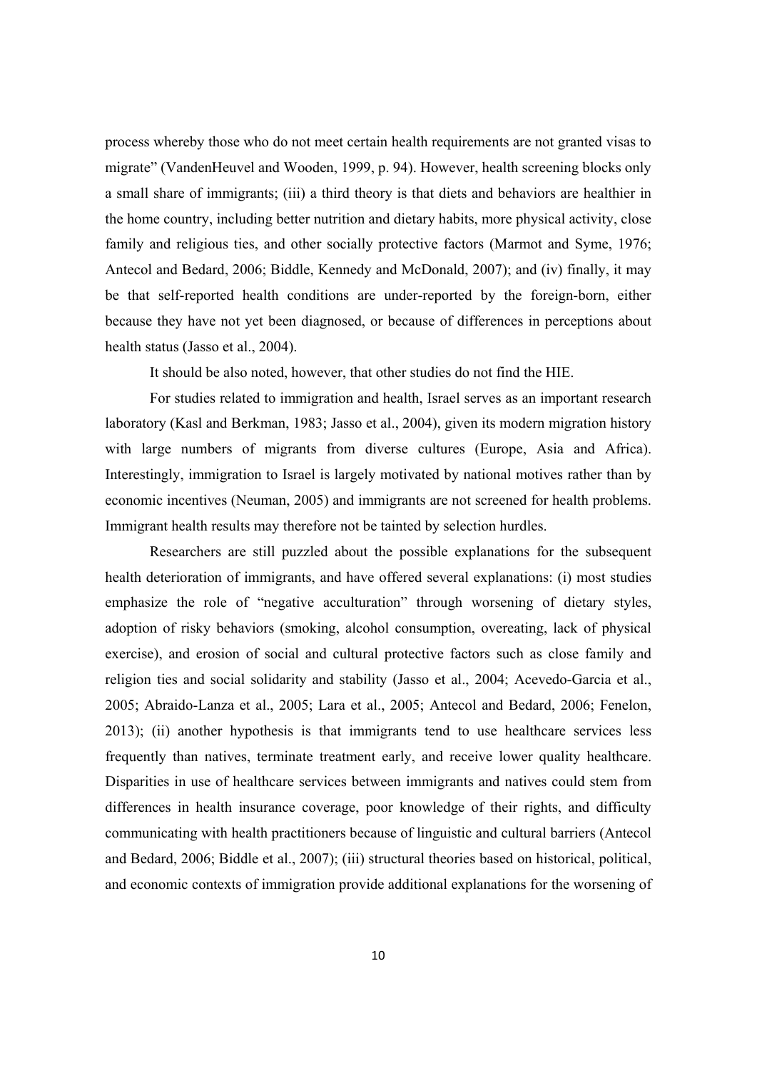process whereby those who do not meet certain health requirements are not granted visas to migrate" (VandenHeuvel and Wooden, 1999, p. 94). However, health screening blocks only a small share of immigrants; (iii) a third theory is that diets and behaviors are healthier in the home country, including better nutrition and dietary habits, more physical activity, close family and religious ties, and other socially protective factors (Marmot and Syme, 1976; Antecol and Bedard, 2006; Biddle, Kennedy and McDonald, 2007); and (iv) finally, it may be that self-reported health conditions are under-reported by the foreign-born, either because they have not yet been diagnosed, or because of differences in perceptions about health status (Jasso et al., 2004).

It should be also noted, however, that other studies do not find the HIE.

For studies related to immigration and health, Israel serves as an important research laboratory (Kasl and Berkman, 1983; Jasso et al., 2004), given its modern migration history with large numbers of migrants from diverse cultures (Europe, Asia and Africa). Interestingly, immigration to Israel is largely motivated by national motives rather than by economic incentives (Neuman, 2005) and immigrants are not screened for health problems. Immigrant health results may therefore not be tainted by selection hurdles.

Researchers are still puzzled about the possible explanations for the subsequent health deterioration of immigrants, and have offered several explanations: (i) most studies emphasize the role of "negative acculturation" through worsening of dietary styles, adoption of risky behaviors (smoking, alcohol consumption, overeating, lack of physical exercise), and erosion of social and cultural protective factors such as close family and religion ties and social solidarity and stability (Jasso et al., 2004; Acevedo-Garcia et al., 2005; Abraido-Lanza et al., 2005; Lara et al., 2005; Antecol and Bedard, 2006; Fenelon, 2013); (ii) another hypothesis is that immigrants tend to use healthcare services less frequently than natives, terminate treatment early, and receive lower quality healthcare. Disparities in use of healthcare services between immigrants and natives could stem from differences in health insurance coverage, poor knowledge of their rights, and difficulty communicating with health practitioners because of linguistic and cultural barriers (Antecol and Bedard, 2006; Biddle et al., 2007); (iii) structural theories based on historical, political, and economic contexts of immigration provide additional explanations for the worsening of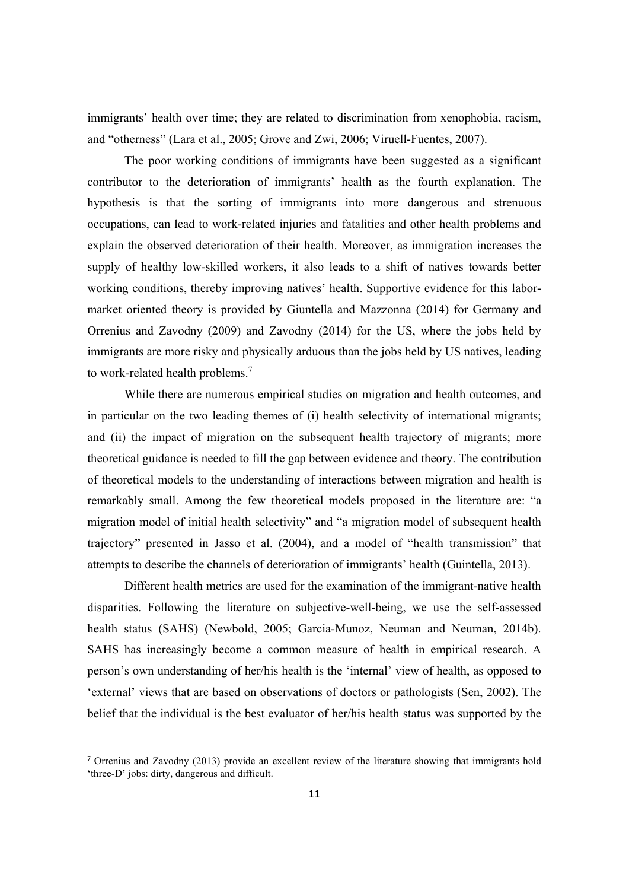immigrants' health over time; they are related to discrimination from xenophobia, racism, and "otherness" (Lara et al., 2005; Grove and Zwi, 2006; Viruell-Fuentes, 2007).

The poor working conditions of immigrants have been suggested as a significant contributor to the deterioration of immigrants' health as the fourth explanation. The hypothesis is that the sorting of immigrants into more dangerous and strenuous occupations, can lead to work-related injuries and fatalities and other health problems and explain the observed deterioration of their health. Moreover, as immigration increases the supply of healthy low-skilled workers, it also leads to a shift of natives towards better working conditions, thereby improving natives' health. Supportive evidence for this labor-market oriented theory is provided by Giuntella and Mazzonna (2014) for Germany and Orrenius and Zavodny (2009) and Zavodny (2014) for the US, where the jobs held by immigrants are more risky and physically arduous than the jobs held by US natives, leading to work-related health problems.[7]

While there are numerous empirical studies on migration and health outcomes, and in particular on the two leading themes of (i) health selectivity of international migrants; and (ii) the impact of migration on the subsequent health trajectory of migrants; more theoretical guidance is needed to fill the gap between evidence and theory. The contribution of theoretical models to the understanding of interactions between migration and health is remarkably small. Among the few theoretical models proposed in the literature are: "a migration model of initial health selectivity" and "a migration model of subsequent health trajectory" presented in Jasso et al. (2004), and a model of "health transmission" that attempts to describe the channels of deterioration of immigrants' health (Guintella, 2013).

Different health metrics are used for the examination of the immigrant-native health disparities. Following the literature on subjective-well-being, we use the self-assessed health status (SAHS) (Newbold, 2005; Garcia-Munoz, Neuman and Neuman, 2014b). SAHS has increasingly become a common measure of health in empirical research. A person's own understanding of her/his health is the 'internal' view of health, as opposed to 'external' views that are based on observations of doctors or pathologists (Sen, 2002). The belief that the individual is the best evaluator of her/his health status was supported by the

---

[7] Orrenius and Zavodny (2013) provide an excellent review of the literature showing that immigrants hold 'three-D' jobs: dirty, dangerous and difficult.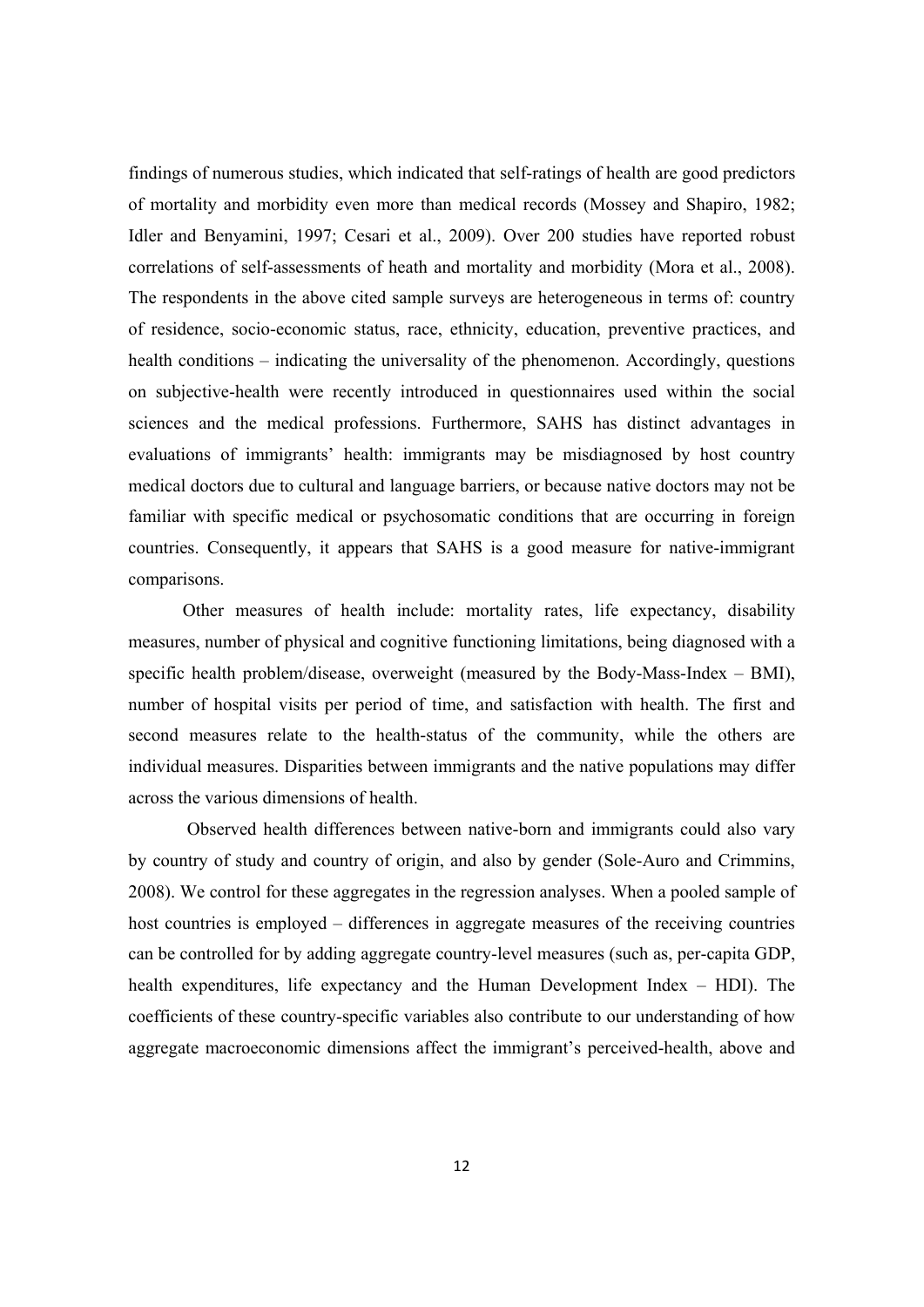findings of numerous studies, which indicated that self-ratings of health are good predictors of mortality and morbidity even more than medical records (Mossey and Shapiro, 1982; Idler and Benyamini, 1997; Cesari et al., 2009). Over 200 studies have reported robust correlations of self-assessments of heath and mortality and morbidity (Mora et al., 2008). The respondents in the above cited sample surveys are heterogeneous in terms of: country of residence, socio-economic status, race, ethnicity, education, preventive practices, and health conditions – indicating the universality of the phenomenon. Accordingly, questions on subjective-health were recently introduced in questionnaires used within the social sciences and the medical professions. Furthermore, SAHS has distinct advantages in evaluations of immigrants' health: immigrants may be misdiagnosed by host country medical doctors due to cultural and language barriers, or because native doctors may not be familiar with specific medical or psychosomatic conditions that are occurring in foreign countries. Consequently, it appears that SAHS is a good measure for native-immigrant comparisons.

Other measures of health include: mortality rates, life expectancy, disability measures, number of physical and cognitive functioning limitations, being diagnosed with a specific health problem/disease, overweight (measured by the Body-Mass-Index – BMI), number of hospital visits per period of time, and satisfaction with health. The first and second measures relate to the health-status of the community, while the others are individual measures. Disparities between immigrants and the native populations may differ across the various dimensions of health.

Observed health differences between native-born and immigrants could also vary by country of study and country of origin, and also by gender (Sole-Auro and Crimmins, 2008). We control for these aggregates in the regression analyses. When a pooled sample of host countries is employed – differences in aggregate measures of the receiving countries can be controlled for by adding aggregate country-level measures (such as, per-capita GDP, health expenditures, life expectancy and the Human Development Index – HDI). The coefficients of these country-specific variables also contribute to our understanding of how aggregate macroeconomic dimensions affect the immigrant's perceived-health, above and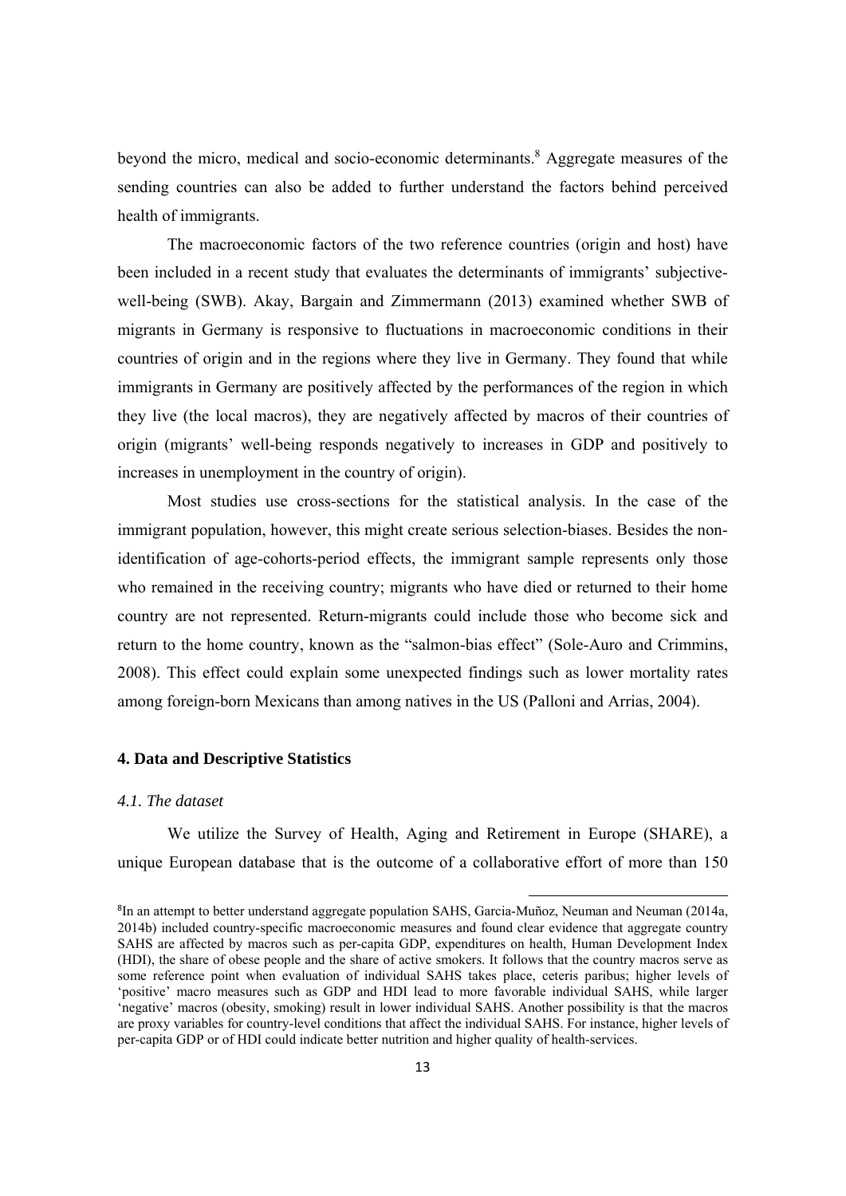beyond the micro, medical and socio-economic determinants.[8] Aggregate measures of the sending countries can also be added to further understand the factors behind perceived health of immigrants.

The macroeconomic factors of the two reference countries (origin and host) have been included in a recent study that evaluates the determinants of immigrants' subjective-well-being (SWB). Akay, Bargain and Zimmermann (2013) examined whether SWB of migrants in Germany is responsive to fluctuations in macroeconomic conditions in their countries of origin and in the regions where they live in Germany. They found that while immigrants in Germany are positively affected by the performances of the region in which they live (the local macros), they are negatively affected by macros of their countries of origin (migrants' well-being responds negatively to increases in GDP and positively to increases in unemployment in the country of origin).

Most studies use cross-sections for the statistical analysis. In the case of the immigrant population, however, this might create serious selection-biases. Besides the non-identification of age-cohorts-period effects, the immigrant sample represents only those who remained in the receiving country; migrants who have died or returned to their home country are not represented. Return-migrants could include those who become sick and return to the home country, known as the "salmon-bias effect" (Sole-Auro and Crimmins, 2008). This effect could explain some unexpected findings such as lower mortality rates among foreign-born Mexicans than among natives in the US (Palloni and Arrias, 2004).

## 4. Data and Descriptive Statistics

### *4.1. The dataset*

We utilize the Survey of Health, Aging and Retirement in Europe (SHARE), a unique European database that is the outcome of a collaborative effort of more than 150

---

[8] In an attempt to better understand aggregate population SAHS, Garcia-Muñoz, Neuman and Neuman (2014a, 2014b) included country-specific macroeconomic measures and found clear evidence that aggregate country SAHS are affected by macros such as per-capita GDP, expenditures on health, Human Development Index (HDI), the share of obese people and the share of active smokers. It follows that the country macros serve as some reference point when evaluation of individual SAHS takes place, ceteris paribus; higher levels of 'positive' macro measures such as GDP and HDI lead to more favorable individual SAHS, while larger 'negative' macros (obesity, smoking) result in lower individual SAHS. Another possibility is that the macros are proxy variables for country-level conditions that affect the individual SAHS. For instance, higher levels of per-capita GDP or of HDI could indicate better nutrition and higher quality of health-services.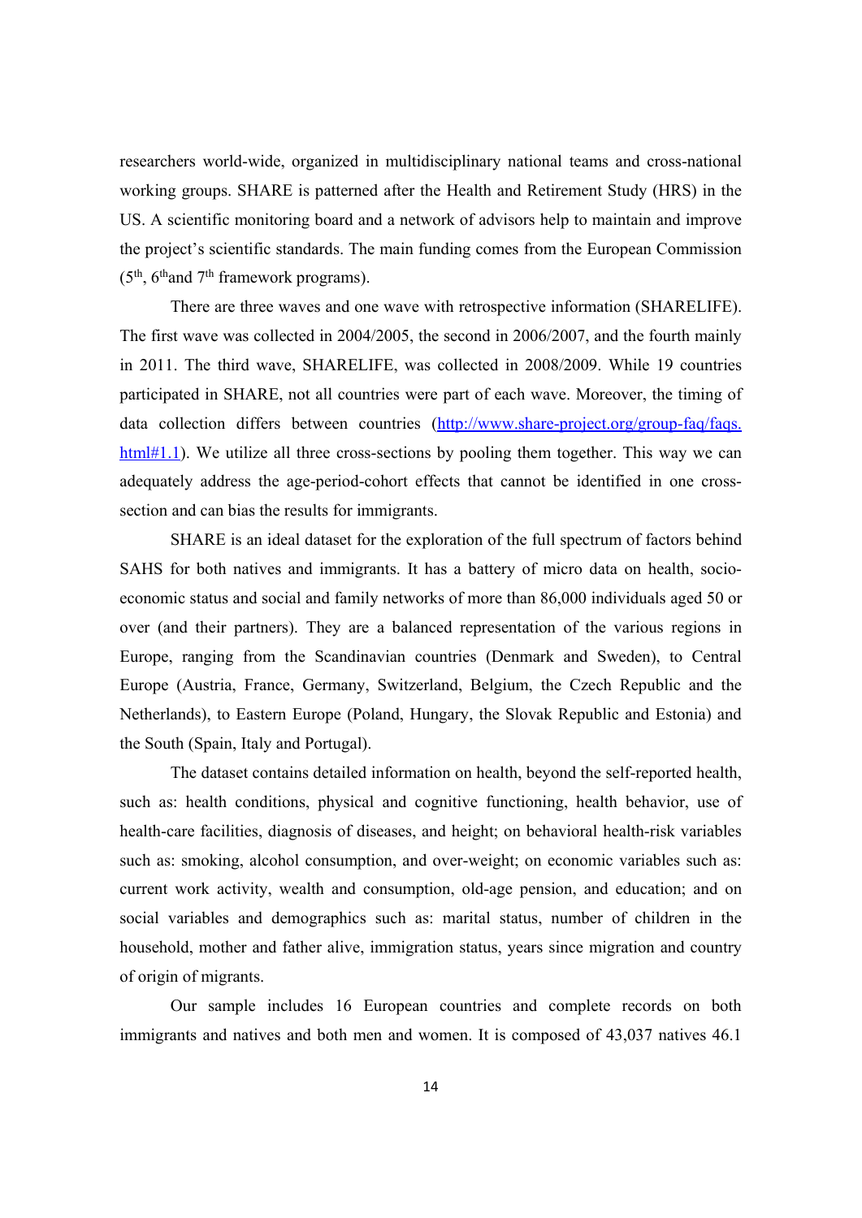researchers world-wide, organized in multidisciplinary national teams and cross-national working groups. SHARE is patterned after the Health and Retirement Study (HRS) in the US. A scientific monitoring board and a network of advisors help to maintain and improve the project's scientific standards. The main funding comes from the European Commission ($5^{th}$, $6^{th}$and $7^{th}$ framework programs).

There are three waves and one wave with retrospective information (SHARELIFE). The first wave was collected in 2004/2005, the second in 2006/2007, and the fourth mainly in 2011. The third wave, SHARELIFE, was collected in 2008/2009. While 19 countries participated in SHARE, not all countries were part of each wave. Moreover, the timing of data collection differs between countries (http://www.share-project.org/group-faq/faqs.html#1.1). We utilize all three cross-sections by pooling them together. This way we can adequately address the age-period-cohort effects that cannot be identified in one cross-section and can bias the results for immigrants.

SHARE is an ideal dataset for the exploration of the full spectrum of factors behind SAHS for both natives and immigrants. It has a battery of micro data on health, socio-economic status and social and family networks of more than 86,000 individuals aged 50 or over (and their partners). They are a balanced representation of the various regions in Europe, ranging from the Scandinavian countries (Denmark and Sweden), to Central Europe (Austria, France, Germany, Switzerland, Belgium, the Czech Republic and the Netherlands), to Eastern Europe (Poland, Hungary, the Slovak Republic and Estonia) and the South (Spain, Italy and Portugal).

The dataset contains detailed information on health, beyond the self-reported health, such as: health conditions, physical and cognitive functioning, health behavior, use of health-care facilities, diagnosis of diseases, and height; on behavioral health-risk variables such as: smoking, alcohol consumption, and over-weight; on economic variables such as: current work activity, wealth and consumption, old-age pension, and education; and on social variables and demographics such as: marital status, number of children in the household, mother and father alive, immigration status, years since migration and country of origin of migrants.

Our sample includes 16 European countries and complete records on both immigrants and natives and both men and women. It is composed of 43,037 natives 46.1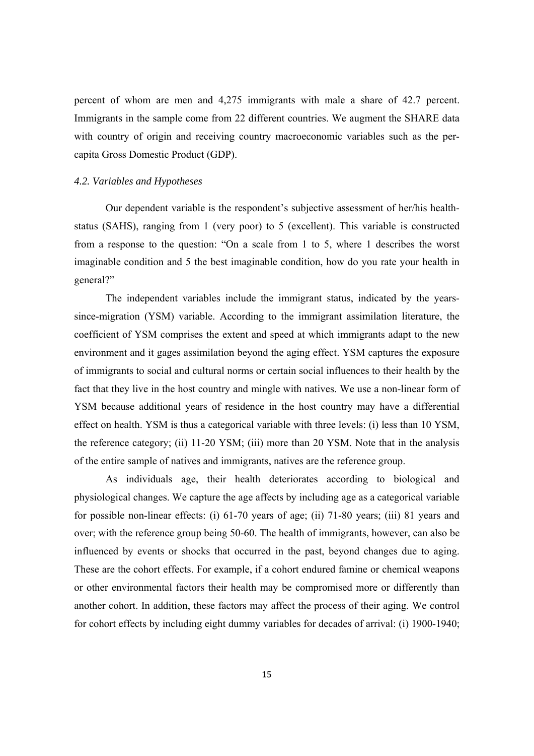percent of whom are men and 4,275 immigrants with male a share of 42.7 percent. Immigrants in the sample come from 22 different countries. We augment the SHARE data with country of origin and receiving country macroeconomic variables such as the per-capita Gross Domestic Product (GDP).

### *4.2. Variables and Hypotheses*

Our dependent variable is the respondent's subjective assessment of her/his health-status (SAHS), ranging from 1 (very poor) to 5 (excellent). This variable is constructed from a response to the question: "On a scale from 1 to 5, where 1 describes the worst imaginable condition and 5 the best imaginable condition, how do you rate your health in general?"

The independent variables include the immigrant status, indicated by the years-since-migration (YSM) variable. According to the immigrant assimilation literature, the coefficient of YSM comprises the extent and speed at which immigrants adapt to the new environment and it gages assimilation beyond the aging effect. YSM captures the exposure of immigrants to social and cultural norms or certain social influences to their health by the fact that they live in the host country and mingle with natives. We use a non-linear form of YSM because additional years of residence in the host country may have a differential effect on health. YSM is thus a categorical variable with three levels: (i) less than 10 YSM, the reference category; (ii) 11-20 YSM; (iii) more than 20 YSM. Note that in the analysis of the entire sample of natives and immigrants, natives are the reference group.

As individuals age, their health deteriorates according to biological and physiological changes. We capture the age affects by including age as a categorical variable for possible non-linear effects: (i) 61-70 years of age; (ii) 71-80 years; (iii) 81 years and over; with the reference group being 50-60. The health of immigrants, however, can also be influenced by events or shocks that occurred in the past, beyond changes due to aging. These are the cohort effects. For example, if a cohort endured famine or chemical weapons or other environmental factors their health may be compromised more or differently than another cohort. In addition, these factors may affect the process of their aging. We control for cohort effects by including eight dummy variables for decades of arrival: (i) 1900-1940;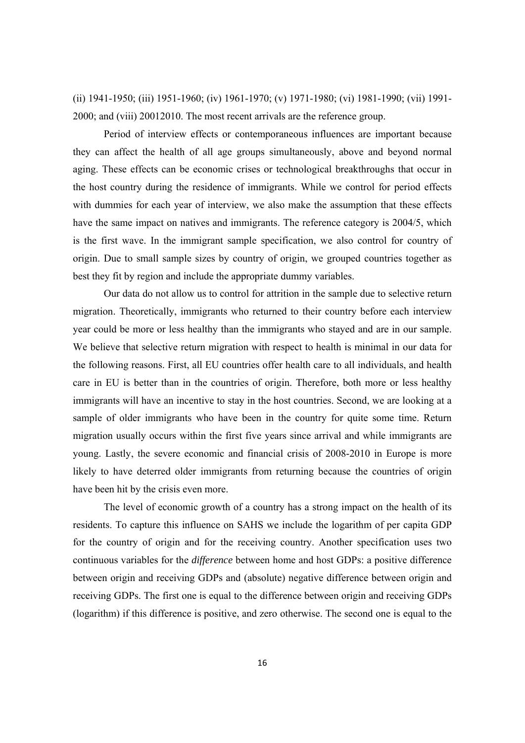(ii) 1941-1950; (iii) 1951-1960; (iv) 1961-1970; (v) 1971-1980; (vi) 1981-1990; (vii) 1991-2000; and (viii) 20012010. The most recent arrivals are the reference group.

Period of interview effects or contemporaneous influences are important because they can affect the health of all age groups simultaneously, above and beyond normal aging. These effects can be economic crises or technological breakthroughs that occur in the host country during the residence of immigrants. While we control for period effects with dummies for each year of interview, we also make the assumption that these effects have the same impact on natives and immigrants. The reference category is 2004/5, which is the first wave. In the immigrant sample specification, we also control for country of origin. Due to small sample sizes by country of origin, we grouped countries together as best they fit by region and include the appropriate dummy variables.

Our data do not allow us to control for attrition in the sample due to selective return migration. Theoretically, immigrants who returned to their country before each interview year could be more or less healthy than the immigrants who stayed and are in our sample. We believe that selective return migration with respect to health is minimal in our data for the following reasons. First, all EU countries offer health care to all individuals, and health care in EU is better than in the countries of origin. Therefore, both more or less healthy immigrants will have an incentive to stay in the host countries. Second, we are looking at a sample of older immigrants who have been in the country for quite some time. Return migration usually occurs within the first five years since arrival and while immigrants are young. Lastly, the severe economic and financial crisis of 2008-2010 in Europe is more likely to have deterred older immigrants from returning because the countries of origin have been hit by the crisis even more.

The level of economic growth of a country has a strong impact on the health of its residents. To capture this influence on SAHS we include the logarithm of per capita GDP for the country of origin and for the receiving country. Another specification uses two continuous variables for the *difference* between home and host GDPs: a positive difference between origin and receiving GDPs and (absolute) negative difference between origin and receiving GDPs. The first one is equal to the difference between origin and receiving GDPs (logarithm) if this difference is positive, and zero otherwise. The second one is equal to the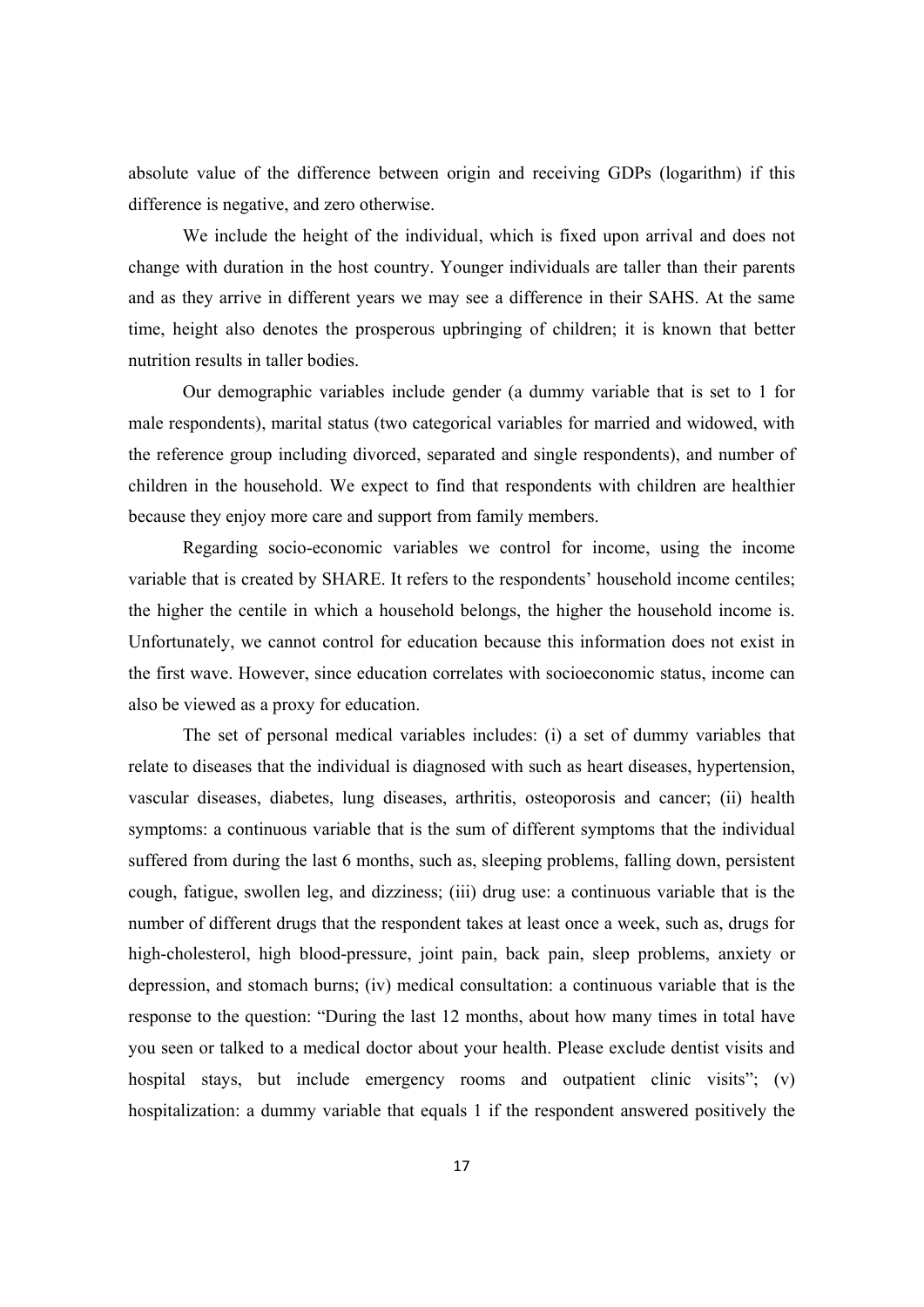absolute value of the difference between origin and receiving GDPs (logarithm) if this difference is negative, and zero otherwise.

We include the height of the individual, which is fixed upon arrival and does not change with duration in the host country. Younger individuals are taller than their parents and as they arrive in different years we may see a difference in their SAHS. At the same time, height also denotes the prosperous upbringing of children; it is known that better nutrition results in taller bodies.

Our demographic variables include gender (a dummy variable that is set to 1 for male respondents), marital status (two categorical variables for married and widowed, with the reference group including divorced, separated and single respondents), and number of children in the household. We expect to find that respondents with children are healthier because they enjoy more care and support from family members.

Regarding socio-economic variables we control for income, using the income variable that is created by SHARE. It refers to the respondents' household income centiles; the higher the centile in which a household belongs, the higher the household income is. Unfortunately, we cannot control for education because this information does not exist in the first wave. However, since education correlates with socioeconomic status, income can also be viewed as a proxy for education.

The set of personal medical variables includes: (i) a set of dummy variables that relate to diseases that the individual is diagnosed with such as heart diseases, hypertension, vascular diseases, diabetes, lung diseases, arthritis, osteoporosis and cancer; (ii) health symptoms: a continuous variable that is the sum of different symptoms that the individual suffered from during the last 6 months, such as, sleeping problems, falling down, persistent cough, fatigue, swollen leg, and dizziness; (iii) drug use: a continuous variable that is the number of different drugs that the respondent takes at least once a week, such as, drugs for high-cholesterol, high blood-pressure, joint pain, back pain, sleep problems, anxiety or depression, and stomach burns; (iv) medical consultation: a continuous variable that is the response to the question: "During the last 12 months, about how many times in total have you seen or talked to a medical doctor about your health. Please exclude dentist visits and hospital stays, but include emergency rooms and outpatient clinic visits"; (v) hospitalization: a dummy variable that equals 1 if the respondent answered positively the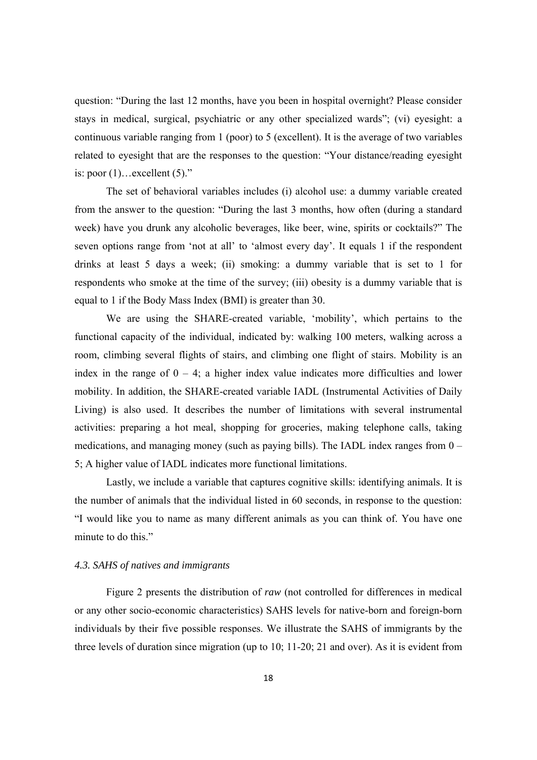question: "During the last 12 months, have you been in hospital overnight? Please consider stays in medical, surgical, psychiatric or any other specialized wards"; (vi) eyesight: a continuous variable ranging from 1 (poor) to 5 (excellent). It is the average of two variables related to eyesight that are the responses to the question: "Your distance/reading eyesight is: poor (1)…excellent (5)."

The set of behavioral variables includes (i) alcohol use: a dummy variable created from the answer to the question: "During the last 3 months, how often (during a standard week) have you drunk any alcoholic beverages, like beer, wine, spirits or cocktails?" The seven options range from 'not at all' to 'almost every day'. It equals 1 if the respondent drinks at least 5 days a week; (ii) smoking: a dummy variable that is set to 1 for respondents who smoke at the time of the survey; (iii) obesity is a dummy variable that is equal to 1 if the Body Mass Index (BMI) is greater than 30.

We are using the SHARE-created variable, 'mobility', which pertains to the functional capacity of the individual, indicated by: walking 100 meters, walking across a room, climbing several flights of stairs, and climbing one flight of stairs. Mobility is an index in the range of 0 – 4; a higher index value indicates more difficulties and lower mobility. In addition, the SHARE-created variable IADL (Instrumental Activities of Daily Living) is also used. It describes the number of limitations with several instrumental activities: preparing a hot meal, shopping for groceries, making telephone calls, taking medications, and managing money (such as paying bills). The IADL index ranges from 0 – 5; A higher value of IADL indicates more functional limitations.

Lastly, we include a variable that captures cognitive skills: identifying animals. It is the number of animals that the individual listed in 60 seconds, in response to the question: "I would like you to name as many different animals as you can think of. You have one minute to do this."

### *4.3. SAHS of natives and immigrants*

Figure 2 presents the distribution of *raw* (not controlled for differences in medical or any other socio-economic characteristics) SAHS levels for native-born and foreign-born individuals by their five possible responses. We illustrate the SAHS of immigrants by the three levels of duration since migration (up to 10; 11-20; 21 and over). As it is evident from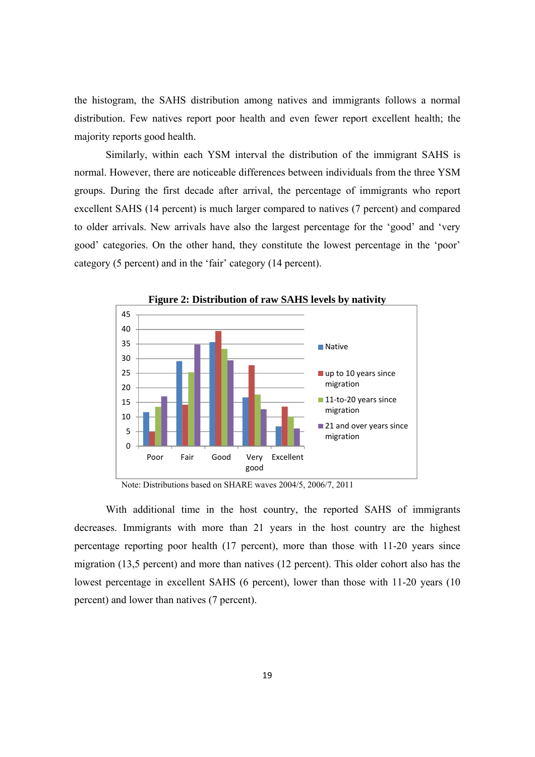the histogram, the SAHS distribution among natives and immigrants follows a normal distribution. Few natives report poor health and even fewer report excellent health; the majority reports good health.

Similarly, within each YSM interval the distribution of the immigrant SAHS is normal. However, there are noticeable differences between individuals from the three YSM groups. During the first decade after arrival, the percentage of immigrants who report excellent SAHS (14 percent) is much larger compared to natives (7 percent) and compared to older arrivals. New arrivals have also the largest percentage for the 'good' and 'very good' categories. On the other hand, they constitute the lowest percentage in the 'poor' category (5 percent) and in the 'fair' category (14 percent).

**Figure 2: Distribution of raw SAHS levels by nativity**

Note: Distributions based on SHARE waves 2004/5, 2006/7, 2011

With additional time in the host country, the reported SAHS of immigrants decreases. Immigrants with more than 21 years in the host country are the highest percentage reporting poor health (17 percent), more than those with 11-20 years since migration (13,5 percent) and more than natives (12 percent). This older cohort also has the lowest percentage in excellent SAHS (6 percent), lower than those with 11-20 years (10 percent) and lower than natives (7 percent).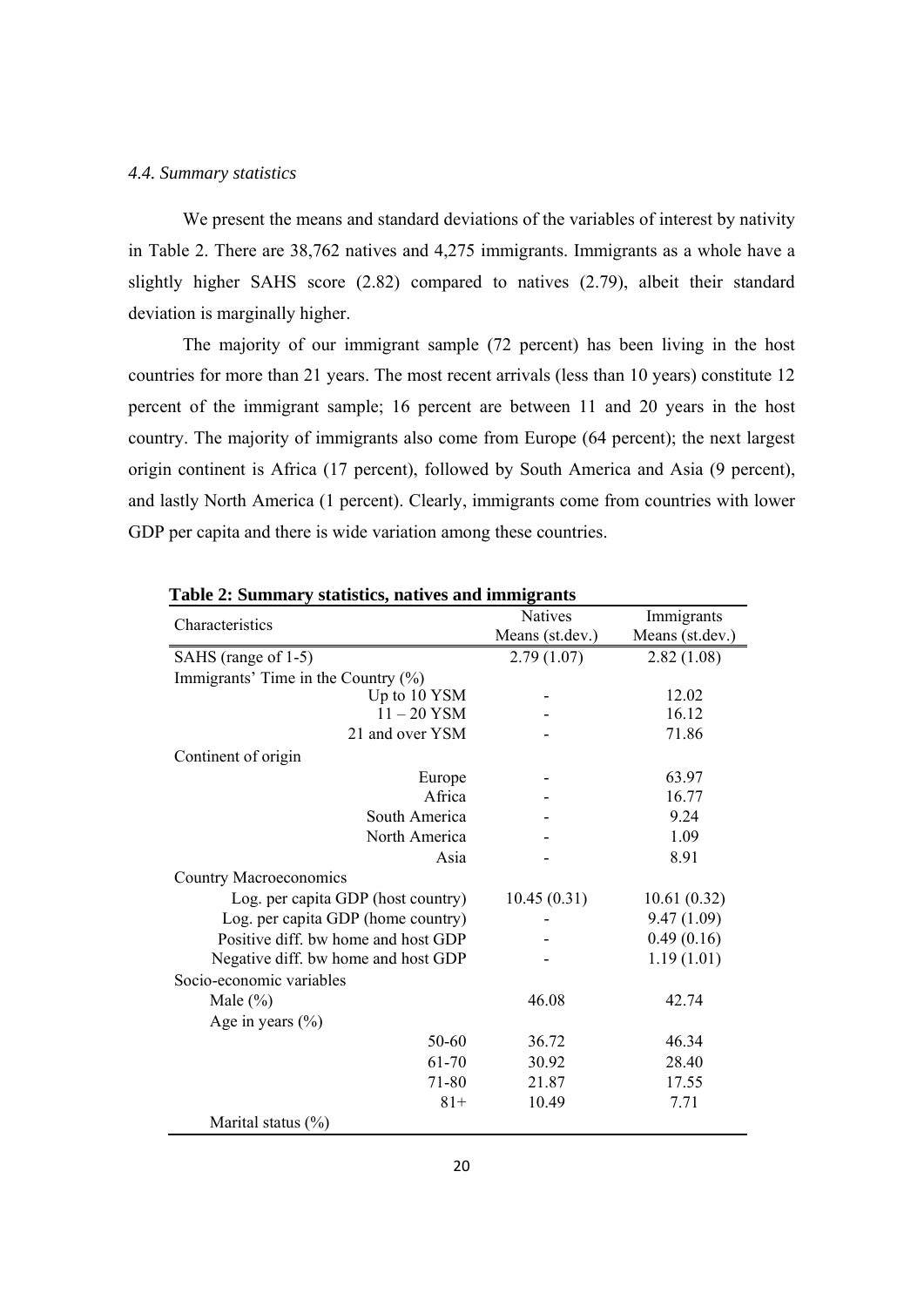### *4.4. Summary statistics*

We present the means and standard deviations of the variables of interest by nativity in Table 2. There are 38,762 natives and 4,275 immigrants. Immigrants as a whole have a slightly higher SAHS score (2.82) compared to natives (2.79), albeit their standard deviation is marginally higher.

The majority of our immigrant sample (72 percent) has been living in the host countries for more than 21 years. The most recent arrivals (less than 10 years) constitute 12 percent of the immigrant sample; 16 percent are between 11 and 20 years in the host country. The majority of immigrants also come from Europe (64 percent); the next largest origin continent is Africa (17 percent), followed by South America and Asia (9 percent), and lastly North America (1 percent). Clearly, immigrants come from countries with lower GDP per capita and there is wide variation among these countries.

**Table 2: Summary statistics, natives and immigrants**

| Characteristics | Natives Means (st.dev.) | Immigrants Means (st.dev.) |
|---|---|---|
| SAHS (range of 1-5) | 2.79 (1.07) | 2.82 (1.08) |
| Immigrants' Time in the Country (%) | | |
| Up to 10 YSM | - | 12.02 |
| 11 – 20 YSM | - | 16.12 |
| 21 and over YSM | - | 71.86 |
| Continent of origin | | |
| Europe | - | 63.97 |
| Africa | - | 16.77 |
| South America | - | 9.24 |
| North America | - | 1.09 |
| Asia | - | 8.91 |
| Country Macroeconomics | | |
| Log. per capita GDP (host country) | 10.45 (0.31) | 10.61 (0.32) |
| Log. per capita GDP (home country) | - | 9.47 (1.09) |
| Positive diff. bw home and host GDP | - | 0.49 (0.16) |
| Negative diff. bw home and host GDP | - | 1.19 (1.01) |
| Socio-economic variables | | |
| Male (%) | 46.08 | 42.74 |
| Age in years (%) | | |
| 50-60 | 36.72 | 46.34 |
| 61-70 | 30.92 | 28.40 |
| 71-80 | 21.87 | 17.55 |
| 81+ | 10.49 | 7.71 |
| Marital status (%) | | |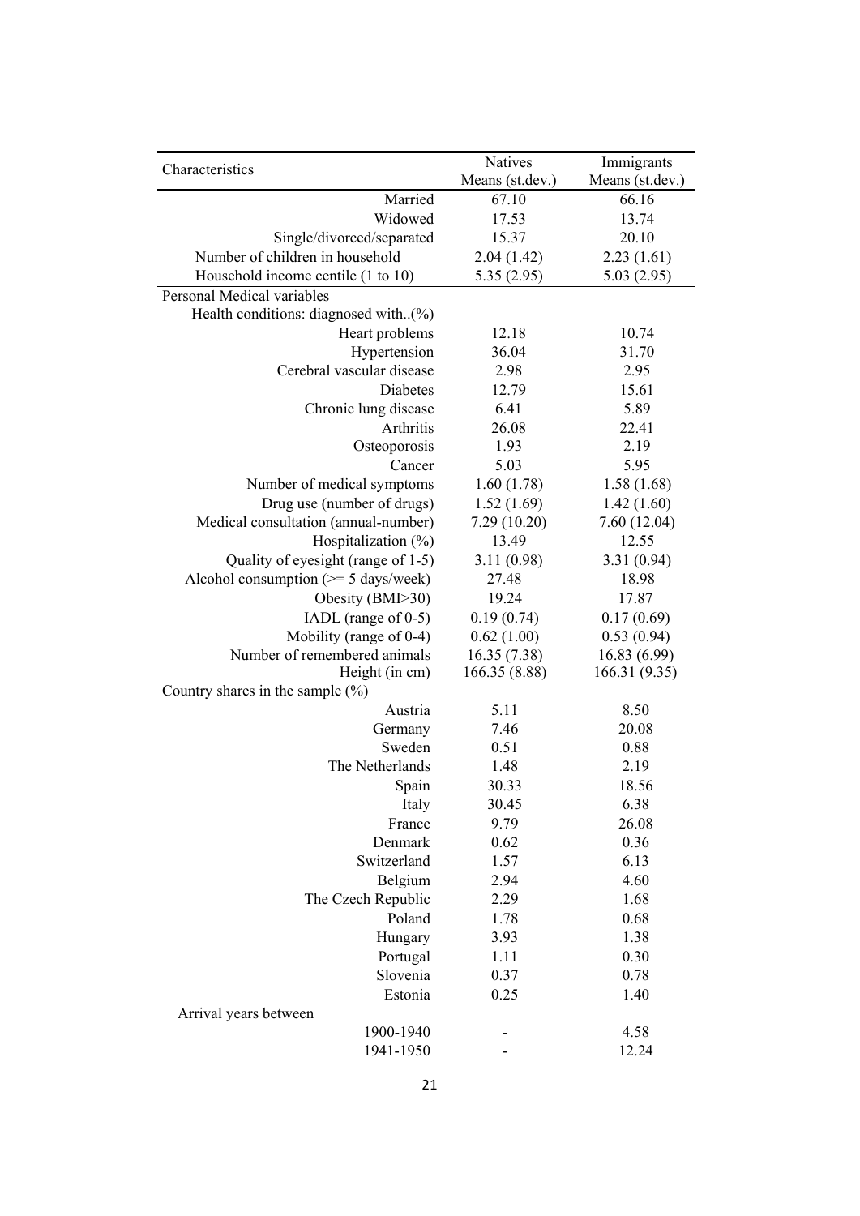| Characteristics | Natives<br>Means (st.dev.) | Immigrants<br>Means (st.dev.) |
|---|---|---|
| Married | 67.10 | 66.16 |
| Widowed | 17.53 | 13.74 |
| Single/divorced/separated | 15.37 | 20.10 |
| Number of children in household | 2.04 (1.42) | 2.23 (1.61) |
| Household income centile (1 to 10) | 5.35 (2.95) | 5.03 (2.95) |
| Personal Medical variables | | |
| Health conditions: diagnosed with..(%) | | |
| Heart problems | 12.18 | 10.74 |
| Hypertension | 36.04 | 31.70 |
| Cerebral vascular disease | 2.98 | 2.95 |
| Diabetes | 12.79 | 15.61 |
| Chronic lung disease | 6.41 | 5.89 |
| Arthritis | 26.08 | 22.41 |
| Osteoporosis | 1.93 | 2.19 |
| Cancer | 5.03 | 5.95 |
| Number of medical symptoms | 1.60 (1.78) | 1.58 (1.68) |
| Drug use (number of drugs) | 1.52 (1.69) | 1.42 (1.60) |
| Medical consultation (annual-number) | 7.29 (10.20) | 7.60 (12.04) |
| Hospitalization (%) | 13.49 | 12.55 |
| Quality of eyesight (range of 1-5) | 3.11 (0.98) | 3.31 (0.94) |
| Alcohol consumption (>= 5 days/week) | 27.48 | 18.98 |
| Obesity (BMI>30) | 19.24 | 17.87 |
| IADL (range of 0-5) | 0.19 (0.74) | 0.17 (0.69) |
| Mobility (range of 0-4) | 0.62 (1.00) | 0.53 (0.94) |
| Number of remembered animals | 16.35 (7.38) | 16.83 (6.99) |
| Height (in cm) | 166.35 (8.88) | 166.31 (9.35) |
| Country shares in the sample (%) | | |
| Austria | 5.11 | 8.50 |
| Germany | 7.46 | 20.08 |
| Sweden | 0.51 | 0.88 |
| The Netherlands | 1.48 | 2.19 |
| Spain | 30.33 | 18.56 |
| Italy | 30.45 | 6.38 |
| France | 9.79 | 26.08 |
| Denmark | 0.62 | 0.36 |
| Switzerland | 1.57 | 6.13 |
| Belgium | 2.94 | 4.60 |
| The Czech Republic | 2.29 | 1.68 |
| Poland | 1.78 | 0.68 |
| Hungary | 3.93 | 1.38 |
| Portugal | 1.11 | 0.30 |
| Slovenia | 0.37 | 0.78 |
| Estonia | 0.25 | 1.40 |
| Arrival years between | | |
| 1900-1940 | - | 4.58 |
| 1941-1950 | - | 12.24 |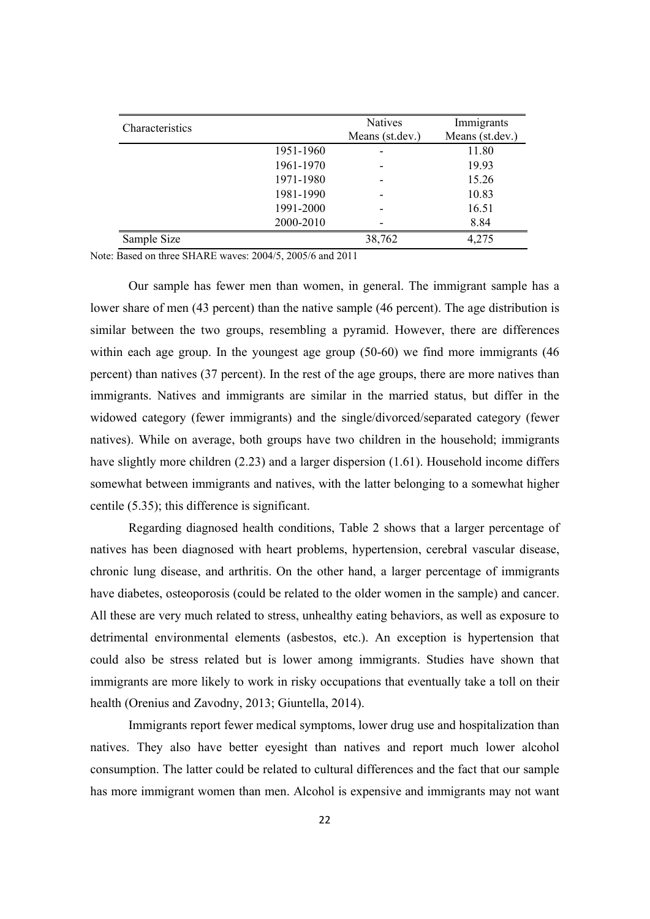| Characteristics | | Natives Means (st.dev.) | Immigrants Means (st.dev.) |
|---|---|---|---|
| | 1951-1960 | - | 11.80 |
| | 1961-1970 | - | 19.93 |
| | 1971-1980 | - | 15.26 |
| | 1981-1990 | - | 10.83 |
| | 1991-2000 | - | 16.51 |
| | 2000-2010 | - | 8.84 |
| Sample Size | | 38,762 | 4,275 |

Note: Based on three SHARE waves: 2004/5, 2005/6 and 2011

Our sample has fewer men than women, in general. The immigrant sample has a lower share of men (43 percent) than the native sample (46 percent). The age distribution is similar between the two groups, resembling a pyramid. However, there are differences within each age group. In the youngest age group (50-60) we find more immigrants (46 percent) than natives (37 percent). In the rest of the age groups, there are more natives than immigrants. Natives and immigrants are similar in the married status, but differ in the widowed category (fewer immigrants) and the single/divorced/separated category (fewer natives). While on average, both groups have two children in the household; immigrants have slightly more children (2.23) and a larger dispersion (1.61). Household income differs somewhat between immigrants and natives, with the latter belonging to a somewhat higher centile (5.35); this difference is significant.

Regarding diagnosed health conditions, Table 2 shows that a larger percentage of natives has been diagnosed with heart problems, hypertension, cerebral vascular disease, chronic lung disease, and arthritis. On the other hand, a larger percentage of immigrants have diabetes, osteoporosis (could be related to the older women in the sample) and cancer. All these are very much related to stress, unhealthy eating behaviors, as well as exposure to detrimental environmental elements (asbestos, etc.). An exception is hypertension that could also be stress related but is lower among immigrants. Studies have shown that immigrants are more likely to work in risky occupations that eventually take a toll on their health (Orenius and Zavodny, 2013; Giuntella, 2014).

Immigrants report fewer medical symptoms, lower drug use and hospitalization than natives. They also have better eyesight than natives and report much lower alcohol consumption. The latter could be related to cultural differences and the fact that our sample has more immigrant women than men. Alcohol is expensive and immigrants may not want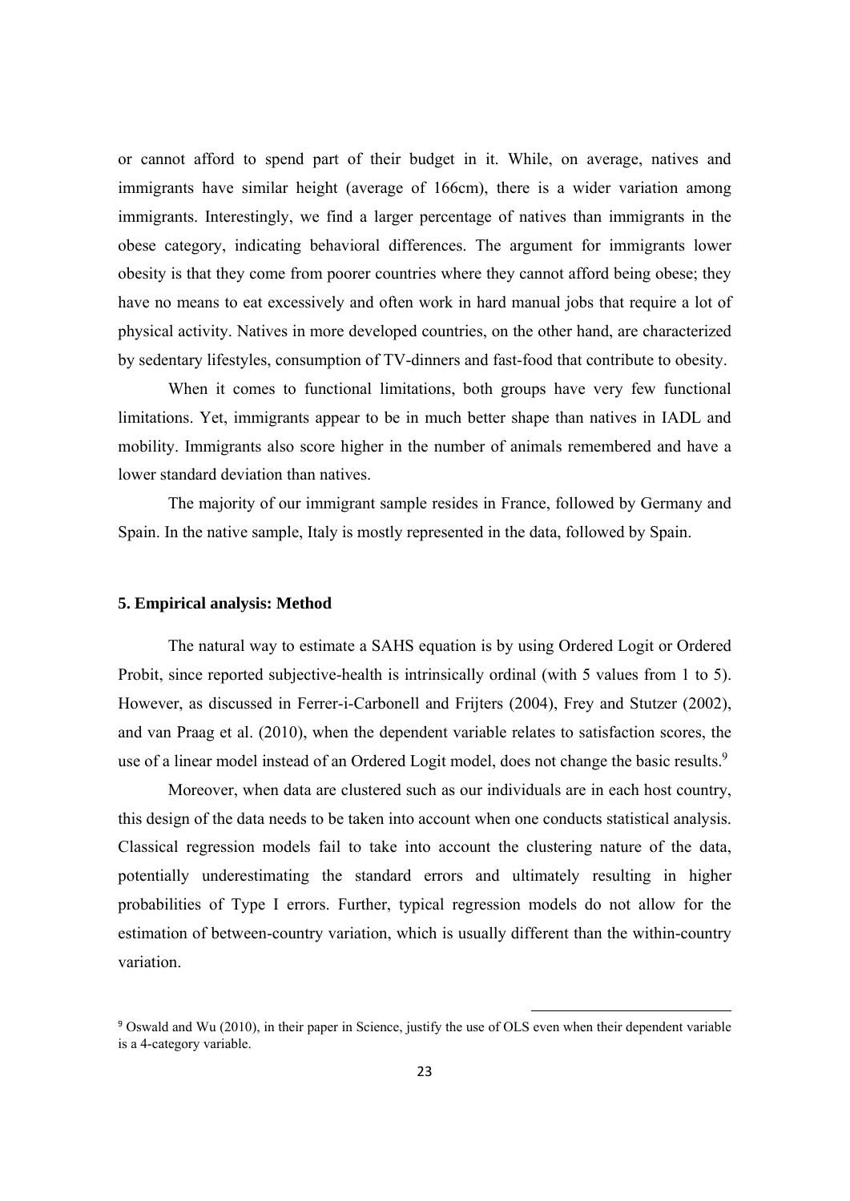or cannot afford to spend part of their budget in it. While, on average, natives and immigrants have similar height (average of 166cm), there is a wider variation among immigrants. Interestingly, we find a larger percentage of natives than immigrants in the obese category, indicating behavioral differences. The argument for immigrants lower obesity is that they come from poorer countries where they cannot afford being obese; they have no means to eat excessively and often work in hard manual jobs that require a lot of physical activity. Natives in more developed countries, on the other hand, are characterized by sedentary lifestyles, consumption of TV-dinners and fast-food that contribute to obesity.

When it comes to functional limitations, both groups have very few functional limitations. Yet, immigrants appear to be in much better shape than natives in IADL and mobility. Immigrants also score higher in the number of animals remembered and have a lower standard deviation than natives.

The majority of our immigrant sample resides in France, followed by Germany and Spain. In the native sample, Italy is mostly represented in the data, followed by Spain.

## 5. Empirical analysis: Method

The natural way to estimate a SAHS equation is by using Ordered Logit or Ordered Probit, since reported subjective-health is intrinsically ordinal (with 5 values from 1 to 5). However, as discussed in Ferrer-i-Carbonell and Frijters (2004), Frey and Stutzer (2002), and van Praag et al. (2010), when the dependent variable relates to satisfaction scores, the use of a linear model instead of an Ordered Logit model, does not change the basic results.[9]

Moreover, when data are clustered such as our individuals are in each host country, this design of the data needs to be taken into account when one conducts statistical analysis. Classical regression models fail to take into account the clustering nature of the data, potentially underestimating the standard errors and ultimately resulting in higher probabilities of Type I errors. Further, typical regression models do not allow for the estimation of between-country variation, which is usually different than the within-country variation.

[9] Oswald and Wu (2010), in their paper in Science, justify the use of OLS even when their dependent variable is a 4-category variable.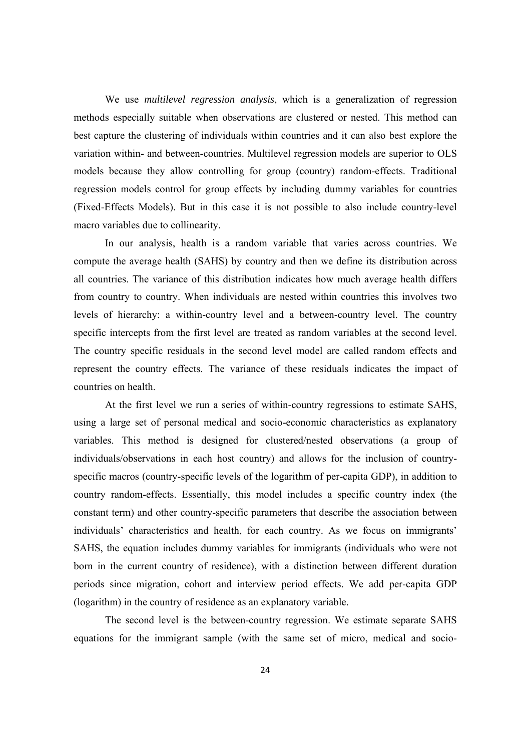We use *multilevel regression analysis*, which is a generalization of regression methods especially suitable when observations are clustered or nested. This method can best capture the clustering of individuals within countries and it can also best explore the variation within- and between-countries. Multilevel regression models are superior to OLS models because they allow controlling for group (country) random-effects. Traditional regression models control for group effects by including dummy variables for countries (Fixed-Effects Models). But in this case it is not possible to also include country-level macro variables due to collinearity.

In our analysis, health is a random variable that varies across countries. We compute the average health (SAHS) by country and then we define its distribution across all countries. The variance of this distribution indicates how much average health differs from country to country. When individuals are nested within countries this involves two levels of hierarchy: a within-country level and a between-country level. The country specific intercepts from the first level are treated as random variables at the second level. The country specific residuals in the second level model are called random effects and represent the country effects. The variance of these residuals indicates the impact of countries on health.

At the first level we run a series of within-country regressions to estimate SAHS, using a large set of personal medical and socio-economic characteristics as explanatory variables. This method is designed for clustered/nested observations (a group of individuals/observations in each host country) and allows for the inclusion of country-specific macros (country-specific levels of the logarithm of per-capita GDP), in addition to country random-effects. Essentially, this model includes a specific country index (the constant term) and other country-specific parameters that describe the association between individuals' characteristics and health, for each country. As we focus on immigrants' SAHS, the equation includes dummy variables for immigrants (individuals who were not born in the current country of residence), with a distinction between different duration periods since migration, cohort and interview period effects. We add per-capita GDP (logarithm) in the country of residence as an explanatory variable.

The second level is the between-country regression. We estimate separate SAHS equations for the immigrant sample (with the same set of micro, medical and socio-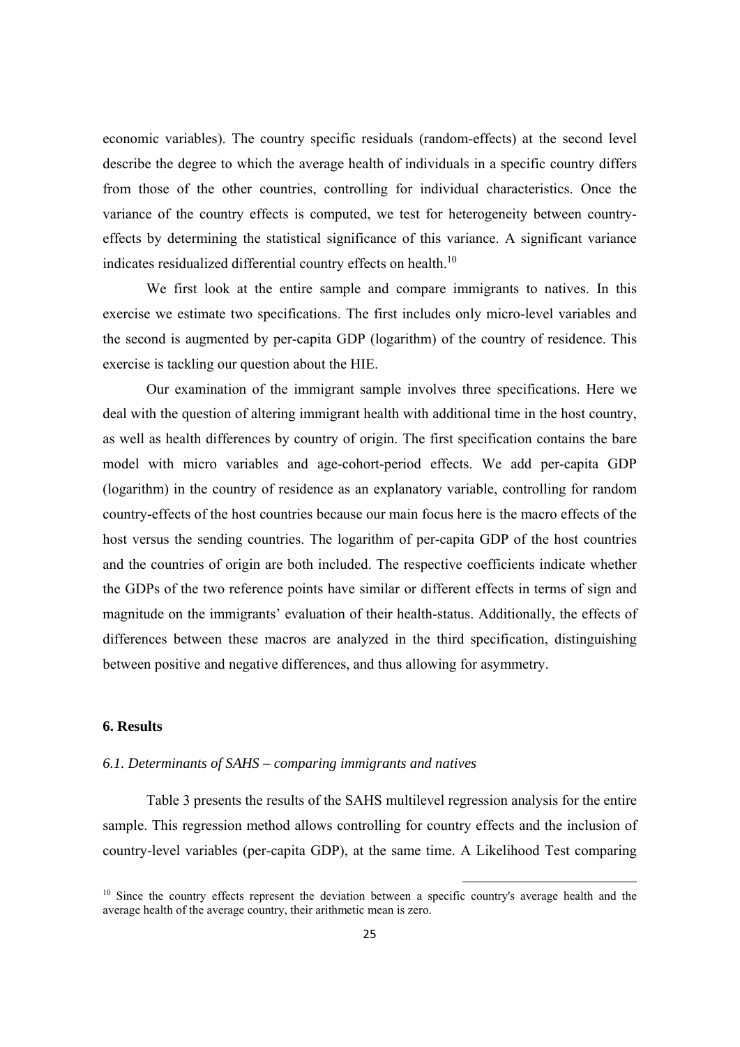economic variables). The country specific residuals (random-effects) at the second level describe the degree to which the average health of individuals in a specific country differs from those of the other countries, controlling for individual characteristics. Once the variance of the country effects is computed, we test for heterogeneity between country-effects by determining the statistical significance of this variance. A significant variance indicates residualized differential country effects on health.[10]

We first look at the entire sample and compare immigrants to natives. In this exercise we estimate two specifications. The first includes only micro-level variables and the second is augmented by per-capita GDP (logarithm) of the country of residence. This exercise is tackling our question about the HIE.

Our examination of the immigrant sample involves three specifications. Here we deal with the question of altering immigrant health with additional time in the host country, as well as health differences by country of origin. The first specification contains the bare model with micro variables and age-cohort-period effects. We add per-capita GDP (logarithm) in the country of residence as an explanatory variable, controlling for random country-effects of the host countries because our main focus here is the macro effects of the host versus the sending countries. The logarithm of per-capita GDP of the host countries and the countries of origin are both included. The respective coefficients indicate whether the GDPs of the two reference points have similar or different effects in terms of sign and magnitude on the immigrants' evaluation of their health-status. Additionally, the effects of differences between these macros are analyzed in the third specification, distinguishing between positive and negative differences, and thus allowing for asymmetry.

## 6. Results

### *6.1. Determinants of SAHS – comparing immigrants and natives*

Table 3 presents the results of the SAHS multilevel regression analysis for the entire sample. This regression method allows controlling for country effects and the inclusion of country-level variables (per-capita GDP), at the same time. A Likelihood Test comparing

[10] Since the country effects represent the deviation between a specific country's average health and the average health of the average country, their arithmetic mean is zero.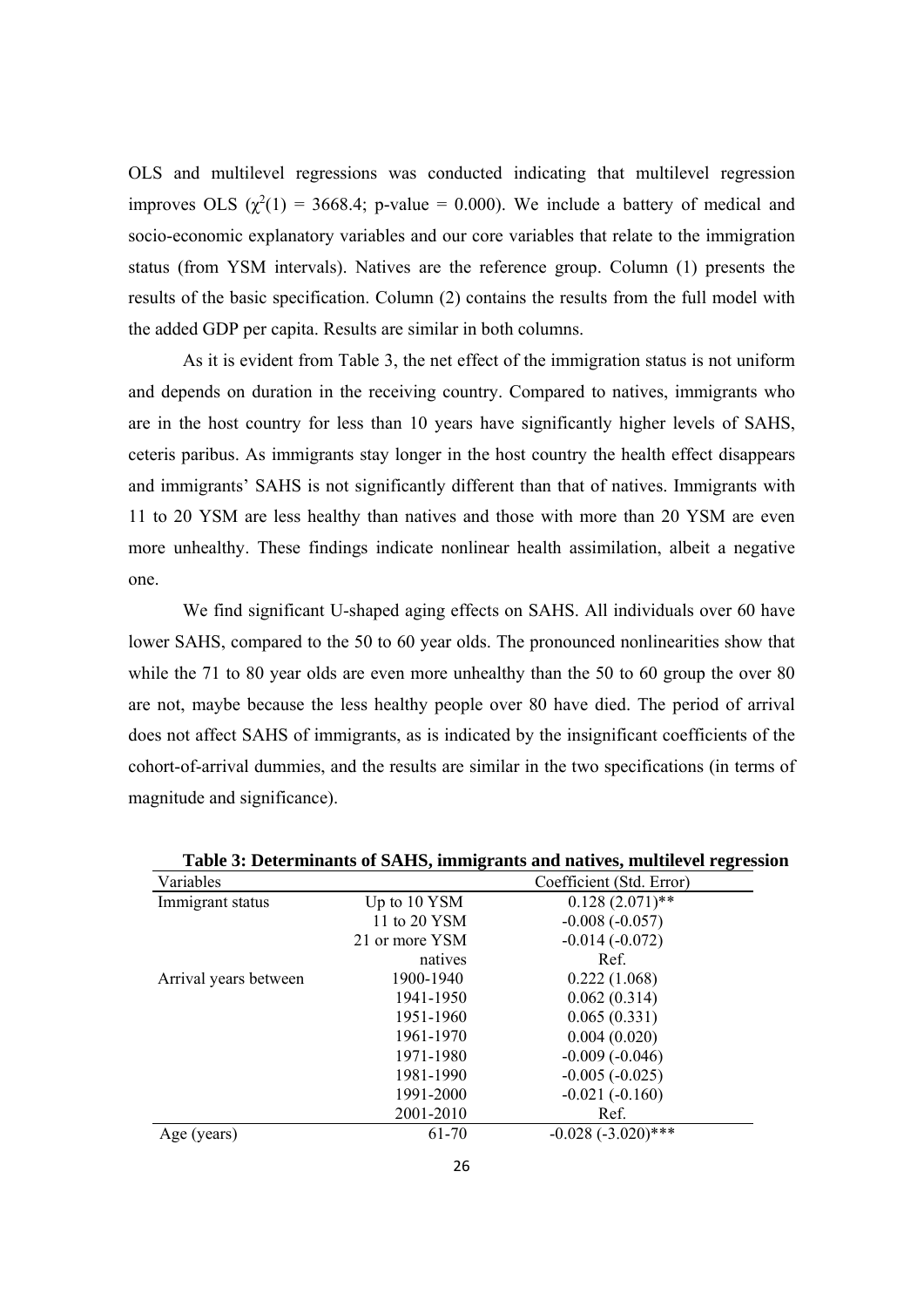OLS and multilevel regressions was conducted indicating that multilevel regression improves OLS ($\chi^2(1)$ = 3668.4; p-value = 0.000). We include a battery of medical and socio-economic explanatory variables and our core variables that relate to the immigration status (from YSM intervals). Natives are the reference group. Column (1) presents the results of the basic specification. Column (2) contains the results from the full model with the added GDP per capita. Results are similar in both columns.

As it is evident from Table 3, the net effect of the immigration status is not uniform and depends on duration in the receiving country. Compared to natives, immigrants who are in the host country for less than 10 years have significantly higher levels of SAHS, ceteris paribus. As immigrants stay longer in the host country the health effect disappears and immigrants' SAHS is not significantly different than that of natives. Immigrants with 11 to 20 YSM are less healthy than natives and those with more than 20 YSM are even more unhealthy. These findings indicate nonlinear health assimilation, albeit a negative one.

We find significant U-shaped aging effects on SAHS. All individuals over 60 have lower SAHS, compared to the 50 to 60 year olds. The pronounced nonlinearities show that while the 71 to 80 year olds are even more unhealthy than the 50 to 60 group the over 80 are not, maybe because the less healthy people over 80 have died. The period of arrival does not affect SAHS of immigrants, as is indicated by the insignificant coefficients of the cohort-of-arrival dummies, and the results are similar in the two specifications (in terms of magnitude and significance).

**Table 3: Determinants of SAHS, immigrants and natives, multilevel regression**

| Variables | | Coefficient (Std. Error) |
|---|---|---|
| Immigrant status | Up to 10 YSM | 0.128 (2.071)** |
| | 11 to 20 YSM | -0.008 (-0.057) |
| | 21 or more YSM | -0.014 (-0.072) |
| | natives | Ref. |
| Arrival years between | 1900-1940 | 0.222 (1.068) |
| | 1941-1950 | 0.062 (0.314) |
| | 1951-1960 | 0.065 (0.331) |
| | 1961-1970 | 0.004 (0.020) |
| | 1971-1980 | -0.009 (-0.046) |
| | 1981-1990 | -0.005 (-0.025) |
| | 1991-2000 | -0.021 (-0.160) |
| | 2001-2010 | Ref. |
| Age (years) | 61-70 | -0.028 (-3.020)*** |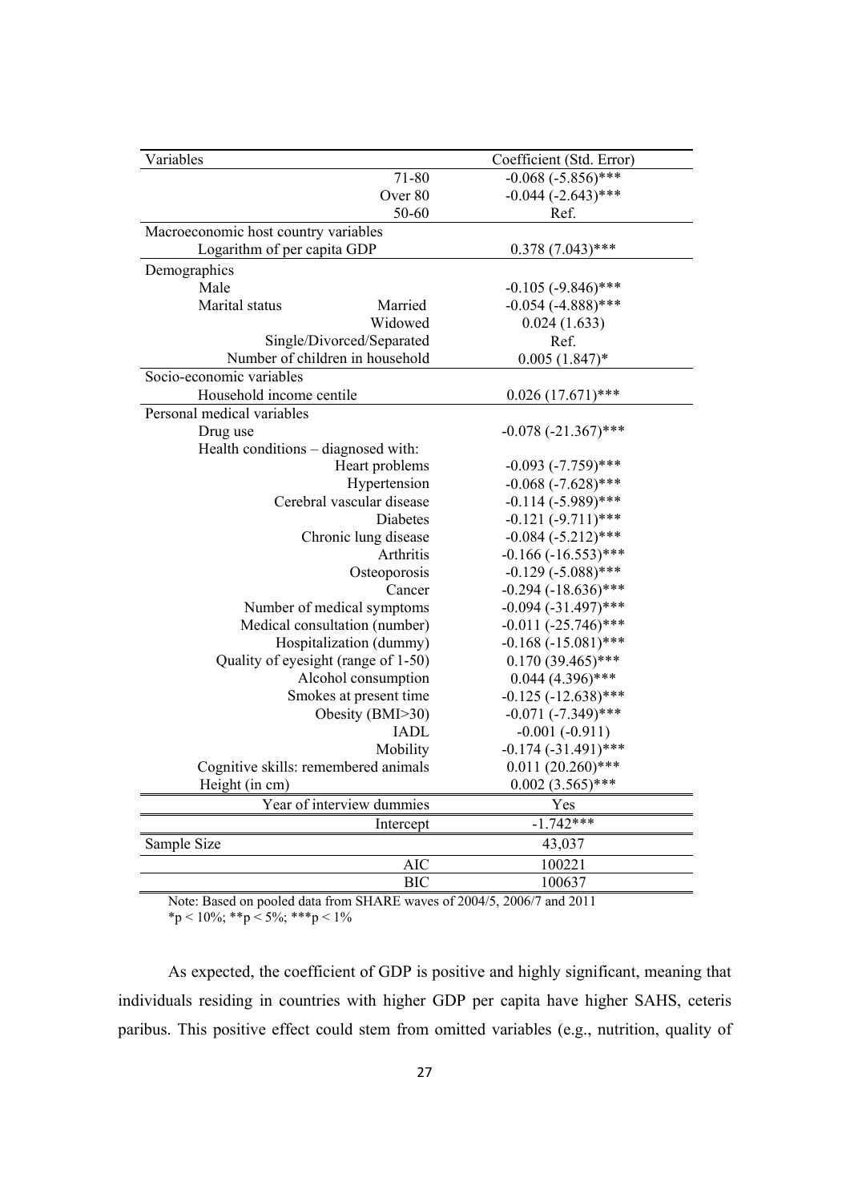| Variables | | Coefficient (Std. Error) |
|---|---|---|
| | 71-80 | -0.068 (-5.856)*** |
| | Over 80 | -0.044 (-2.643)*** |
| | 50-60 | Ref. |
| Macroeconomic host country variables | | |
| Logarithm of per capita GDP | | 0.378 (7.043)*** |
| Demographics | | |
| Male | | -0.105 (-9.846)*** |
| Marital status | Married | -0.054 (-4.888)*** |
| | Widowed | 0.024 (1.633) |
| | Single/Divorced/Separated | Ref. |
| | Number of children in household | 0.005 (1.847)* |
| Socio-economic variables | | |
| Household income centile | | 0.026 (17.671)*** |
| Personal medical variables | | |
| Drug use | | -0.078 (-21.367)*** |
| Health conditions – diagnosed with: | | |
| | Heart problems | -0.093 (-7.759)*** |
| | Hypertension | -0.068 (-7.628)*** |
| | Cerebral vascular disease | -0.114 (-5.989)*** |
| | Diabetes | -0.121 (-9.711)*** |
| | Chronic lung disease | -0.084 (-5.212)*** |
| | Arthritis | -0.166 (-16.553)*** |
| | Osteoporosis | -0.129 (-5.088)*** |
| | Cancer | -0.294 (-18.636)*** |
| | Number of medical symptoms | -0.094 (-31.497)*** |
| | Medical consultation (number) | -0.011 (-25.746)*** |
| | Hospitalization (dummy) | -0.168 (-15.081)*** |
| | Quality of eyesight (range of 1-50) | 0.170 (39.465)*** |
| | Alcohol consumption | 0.044 (4.396)*** |
| | Smokes at present time | -0.125 (-12.638)*** |
| | Obesity (BMI>30) | -0.071 (-7.349)*** |
| | IADL | -0.001 (-0.911) |
| | Mobility | -0.174 (-31.491)*** |
| | Cognitive skills: remembered animals | 0.011 (20.260)*** |
| Height (in cm) | | 0.002 (3.565)*** |
| | Year of interview dummies | Yes |
| | Intercept | -1.742*** |
| Sample Size | | 43,037 |
| | AIC | 100221 |
| | BIC | 100637 |

Note: Based on pooled data from SHARE waves of 2004/5, 2006/7 and 2011
*p < 10%; **p < 5%; ***p < 1%

As expected, the coefficient of GDP is positive and highly significant, meaning that individuals residing in countries with higher GDP per capita have higher SAHS, ceteris paribus. This positive effect could stem from omitted variables (e.g., nutrition, quality of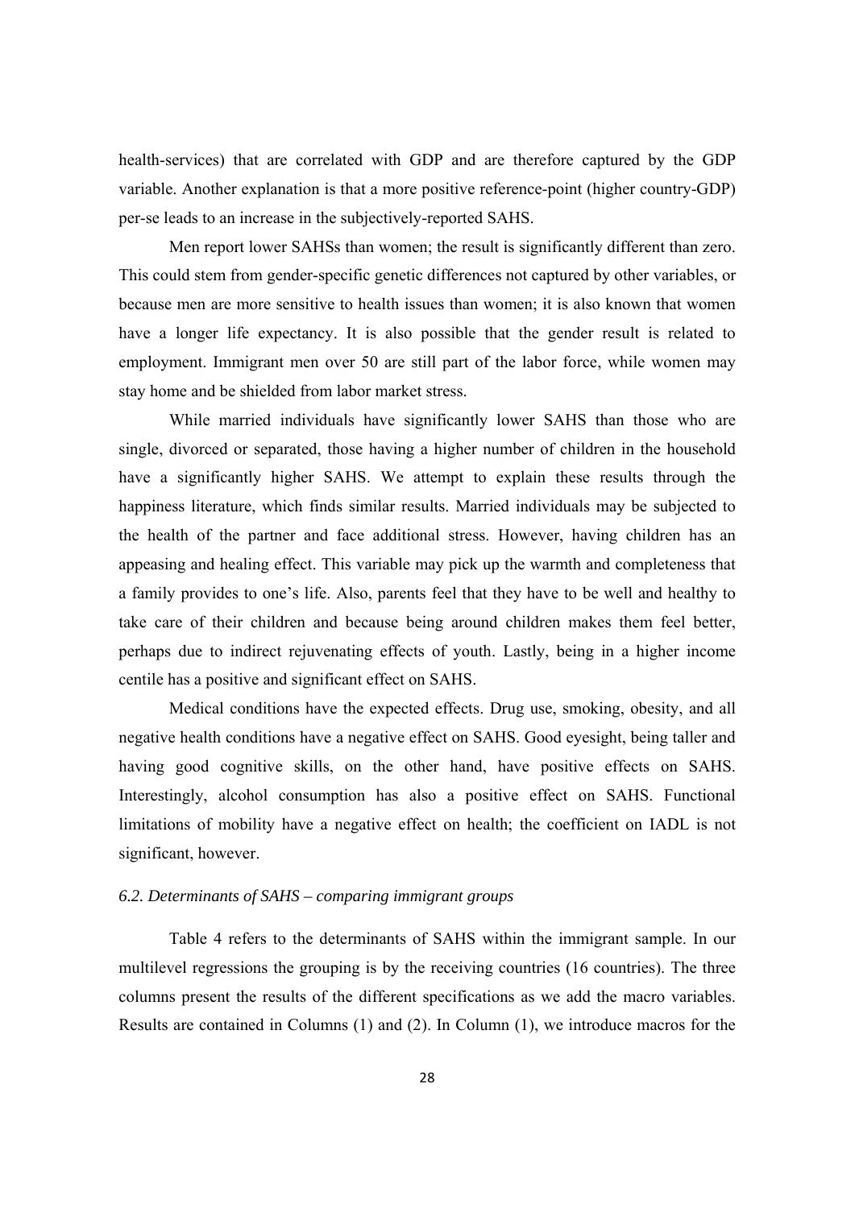health-services) that are correlated with GDP and are therefore captured by the GDP variable. Another explanation is that a more positive reference-point (higher country-GDP) per-se leads to an increase in the subjectively-reported SAHS.

Men report lower SAHSs than women; the result is significantly different than zero. This could stem from gender-specific genetic differences not captured by other variables, or because men are more sensitive to health issues than women; it is also known that women have a longer life expectancy. It is also possible that the gender result is related to employment. Immigrant men over 50 are still part of the labor force, while women may stay home and be shielded from labor market stress.

While married individuals have significantly lower SAHS than those who are single, divorced or separated, those having a higher number of children in the household have a significantly higher SAHS. We attempt to explain these results through the happiness literature, which finds similar results. Married individuals may be subjected to the health of the partner and face additional stress. However, having children has an appeasing and healing effect. This variable may pick up the warmth and completeness that a family provides to one's life. Also, parents feel that they have to be well and healthy to take care of their children and because being around children makes them feel better, perhaps due to indirect rejuvenating effects of youth. Lastly, being in a higher income centile has a positive and significant effect on SAHS.

Medical conditions have the expected effects. Drug use, smoking, obesity, and all negative health conditions have a negative effect on SAHS. Good eyesight, being taller and having good cognitive skills, on the other hand, have positive effects on SAHS. Interestingly, alcohol consumption has also a positive effect on SAHS. Functional limitations of mobility have a negative effect on health; the coefficient on IADL is not significant, however.

### *6.2. Determinants of SAHS – comparing immigrant groups*

Table 4 refers to the determinants of SAHS within the immigrant sample. In our multilevel regressions the grouping is by the receiving countries (16 countries). The three columns present the results of the different specifications as we add the macro variables. Results are contained in Columns (1) and (2). In Column (1), we introduce macros for the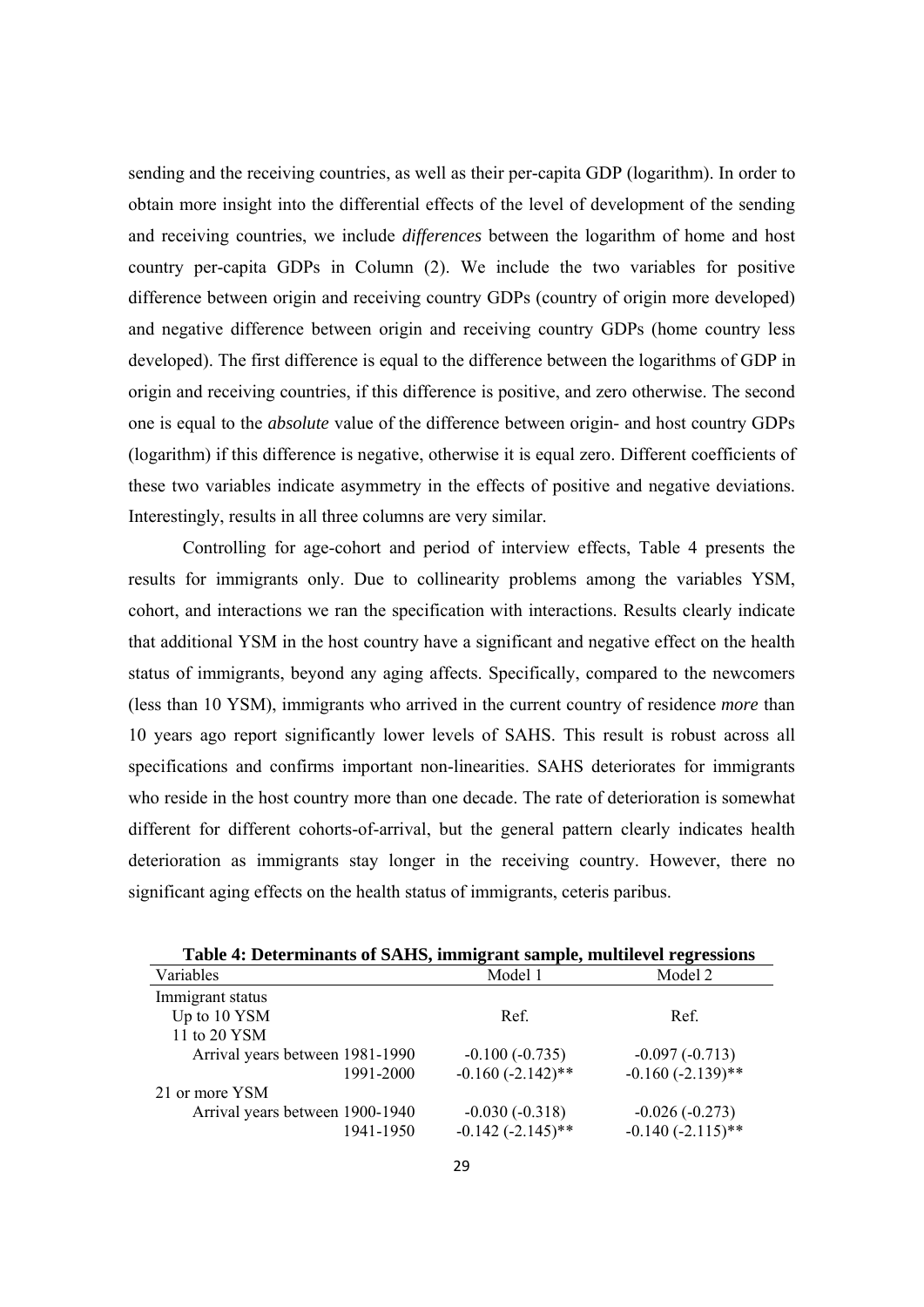sending and the receiving countries, as well as their per-capita GDP (logarithm). In order to obtain more insight into the differential effects of the level of development of the sending and receiving countries, we include *differences* between the logarithm of home and host country per-capita GDPs in Column (2). We include the two variables for positive difference between origin and receiving country GDPs (country of origin more developed) and negative difference between origin and receiving country GDPs (home country less developed). The first difference is equal to the difference between the logarithms of GDP in origin and receiving countries, if this difference is positive, and zero otherwise. The second one is equal to the *absolute* value of the difference between origin- and host country GDPs (logarithm) if this difference is negative, otherwise it is equal zero. Different coefficients of these two variables indicate asymmetry in the effects of positive and negative deviations. Interestingly, results in all three columns are very similar.

Controlling for age-cohort and period of interview effects, Table 4 presents the results for immigrants only. Due to collinearity problems among the variables YSM, cohort, and interactions we ran the specification with interactions. Results clearly indicate that additional YSM in the host country have a significant and negative effect on the health status of immigrants, beyond any aging affects. Specifically, compared to the newcomers (less than 10 YSM), immigrants who arrived in the current country of residence *more* than 10 years ago report significantly lower levels of SAHS. This result is robust across all specifications and confirms important non-linearities. SAHS deteriorates for immigrants who reside in the host country more than one decade. The rate of deterioration is somewhat different for different cohorts-of-arrival, but the general pattern clearly indicates health deterioration as immigrants stay longer in the receiving country. However, there no significant aging effects on the health status of immigrants, ceteris paribus.

**Table 4: Determinants of SAHS, immigrant sample, multilevel regressions**

| Variables | Model 1 | Model 2 |
|---|---|---|
| Immigrant status | | |
| Up to 10 YSM | Ref. | Ref. |
| 11 to 20 YSM | | |
| Arrival years between 1981-1990 | -0.100 (-0.735) | -0.097 (-0.713) |
| 1991-2000 | -0.160 (-2.142)** | -0.160 (-2.139)** |
| 21 or more YSM | | |
| Arrival years between 1900-1940 | -0.030 (-0.318) | -0.026 (-0.273) |
| 1941-1950 | -0.142 (-2.145)** | -0.140 (-2.115)** |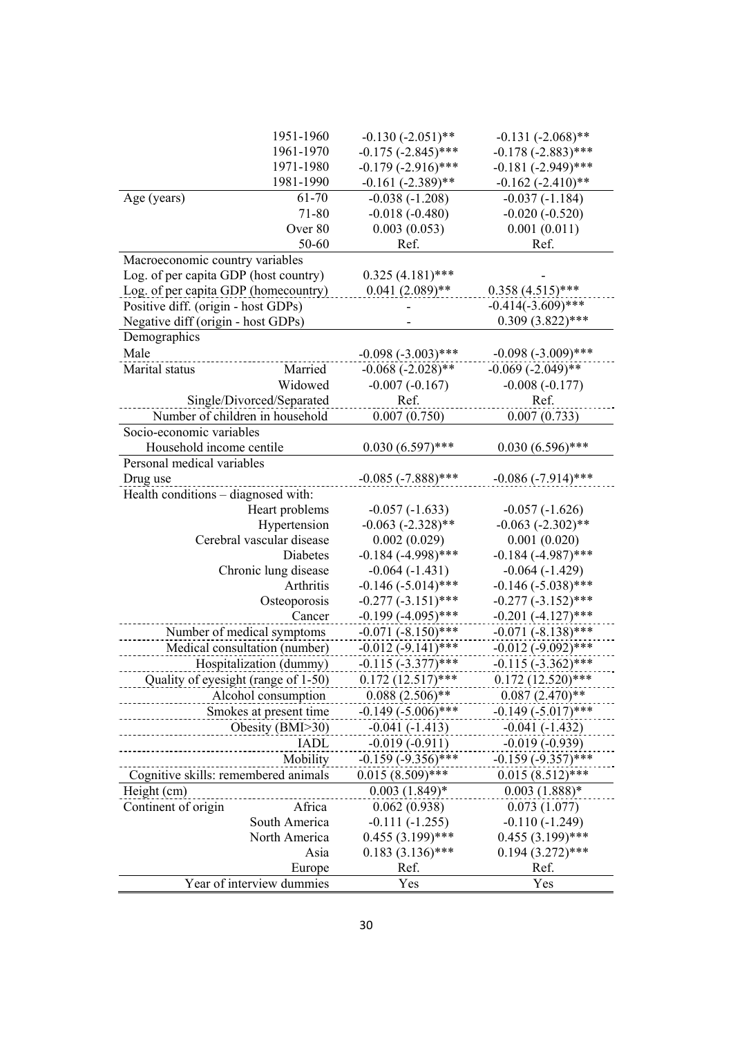| | | | |
|---|---|---|---|
| | 1951-1960 | -0.130 (-2.051)** | -0.131 (-2.068)** |
| | 1961-1970 | -0.175 (-2.845)*** | -0.178 (-2.883)*** |
| | 1971-1980 | -0.179 (-2.916)*** | -0.181 (-2.949)*** |
| | 1981-1990 | -0.161 (-2.389)** | -0.162 (-2.410)** |
| Age (years) | 61-70 | -0.038 (-1.208) | -0.037 (-1.184) |
| | 71-80 | -0.018 (-0.480) | -0.020 (-0.520) |
| | Over 80 | 0.003 (0.053) | 0.001 (0.011) |
| | 50-60 | Ref. | Ref. |
| Macroeconomic country variables | | | |
| Log. of per capita GDP (host country) | | 0.325 (4.181)*** | - |
| Log. of per capita GDP (homecountry) | | 0.041 (2.089)** | 0.358 (4.515)*** |
| Positive diff. (origin - host GDPs) | | - | -0.414(-3.609)*** |
| Negative diff (origin - host GDPs) | | - | 0.309 (3.822)*** |
| Demographics | | | |
| Male | | -0.098 (-3.003)*** | -0.098 (-3.009)*** |
| Marital status | Married | -0.068 (-2.028)** | -0.069 (-2.049)** |
| | Widowed | -0.007 (-0.167) | -0.008 (-0.177) |
| | Single/Divorced/Separated | Ref. | Ref. |
| | Number of children in household | 0.007 (0.750) | 0.007 (0.733) |
| Socio-economic variables | | | |
| Household income centile | | 0.030 (6.597)*** | 0.030 (6.596)*** |
| Personal medical variables | | | |
| Drug use | | -0.085 (-7.888)*** | -0.086 (-7.914)*** |
| Health conditions – diagnosed with: | | | |
| | Heart problems | -0.057 (-1.633) | -0.057 (-1.626) |
| | Hypertension | -0.063 (-2.328)** | -0.063 (-2.302)** |
| | Cerebral vascular disease | 0.002 (0.029) | 0.001 (0.020) |
| | Diabetes | -0.184 (-4.998)*** | -0.184 (-4.987)*** |
| | Chronic lung disease | -0.064 (-1.431) | -0.064 (-1.429) |
| | Arthritis | -0.146 (-5.014)*** | -0.146 (-5.038)*** |
| | Osteoporosis | -0.277 (-3.151)*** | -0.277 (-3.152)*** |
| | Cancer | -0.199 (-4.095)*** | -0.201 (-4.127)*** |
| | Number of medical symptoms | -0.071 (-8.150)*** | -0.071 (-8.138)*** |
| | Medical consultation (number) | -0.012 (-9.141)*** | -0.012 (-9.092)*** |
| | Hospitalization (dummy) | -0.115 (-3.377)*** | -0.115 (-3.362)*** |
| | Quality of eyesight (range of 1-50) | 0.172 (12.517)*** | 0.172 (12.520)*** |
| | Alcohol consumption | 0.088 (2.506)** | 0.087 (2.470)** |
| | Smokes at present time | -0.149 (-5.006)*** | -0.149 (-5.017)*** |
| | Obesity (BMI>30) | -0.041 (-1.413) | -0.041 (-1.432) |
| | IADL | -0.019 (-0.911) | -0.019 (-0.939) |
| | Mobility | -0.159 (-9.356)*** | -0.159 (-9.357)*** |
| Cognitive skills: remembered animals | | 0.015 (8.509)*** | 0.015 (8.512)*** |
| Height (cm) | | 0.003 (1.849)* | 0.003 (1.888)* |
| Continent of origin | Africa | 0.062 (0.938) | 0.073 (1.077) |
| | South America | -0.111 (-1.255) | -0.110 (-1.249) |
| | North America | 0.455 (3.199)*** | 0.455 (3.199)*** |
| | Asia | 0.183 (3.136)*** | 0.194 (3.272)*** |
| | Europe | Ref. | Ref. |
| | Year of interview dummies | Yes | Yes |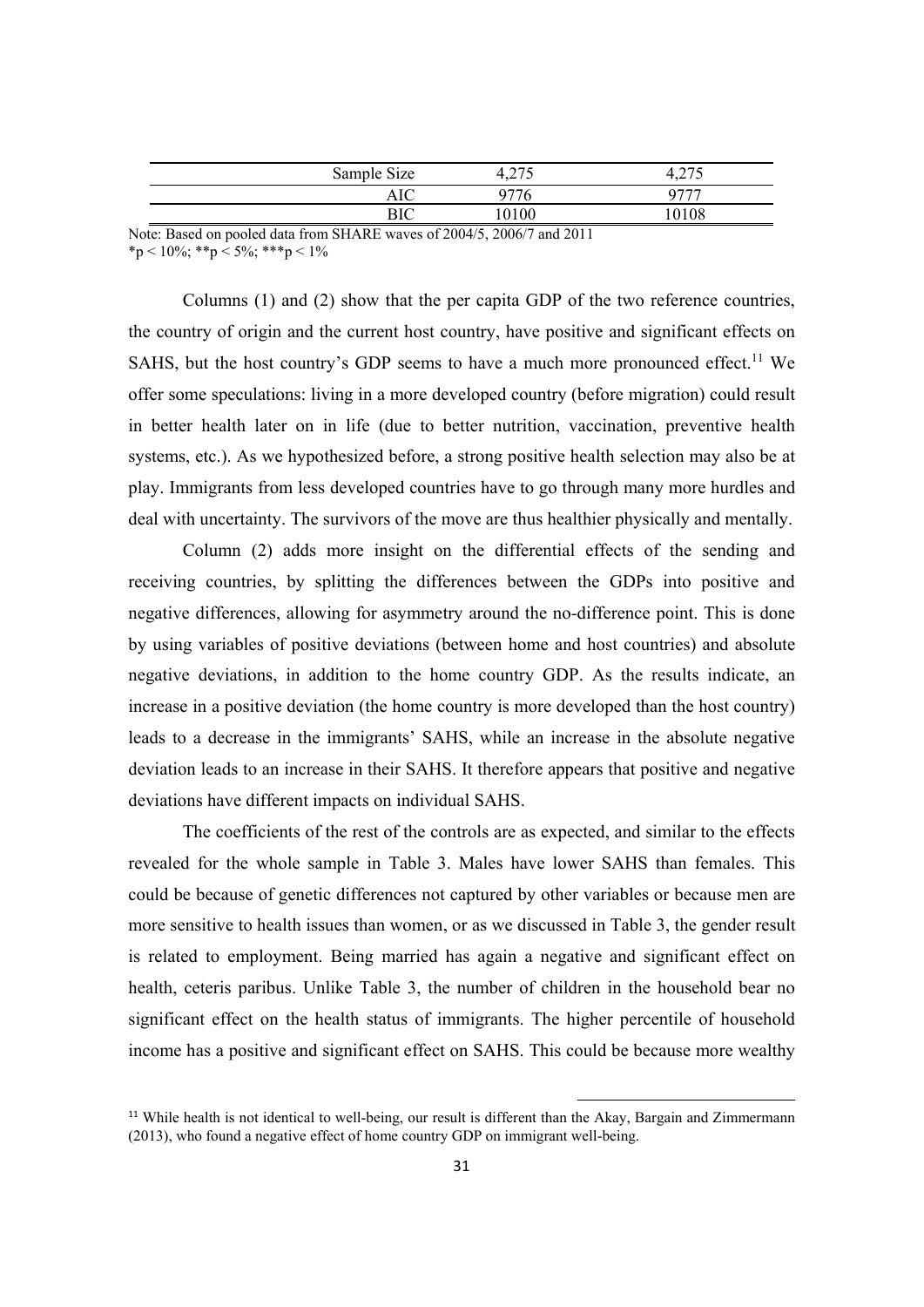| | | |
|---|---|---|
| Sample Size | 4,275 | 4,275 |
| AIC | 9776 | 9777 |
| BIC | 10100 | 10108 |

Note: Based on pooled data from SHARE waves of 2004/5, 2006/7 and 2011
*p < 10%; **p < 5%; ***p < 1%

Columns (1) and (2) show that the per capita GDP of the two reference countries, the country of origin and the current host country, have positive and significant effects on SAHS, but the host country's GDP seems to have a much more pronounced effect.[11] We offer some speculations: living in a more developed country (before migration) could result in better health later on in life (due to better nutrition, vaccination, preventive health systems, etc.). As we hypothesized before, a strong positive health selection may also be at play. Immigrants from less developed countries have to go through many more hurdles and deal with uncertainty. The survivors of the move are thus healthier physically and mentally.

Column (2) adds more insight on the differential effects of the sending and receiving countries, by splitting the differences between the GDPs into positive and negative differences, allowing for asymmetry around the no-difference point. This is done by using variables of positive deviations (between home and host countries) and absolute negative deviations, in addition to the home country GDP. As the results indicate, an increase in a positive deviation (the home country is more developed than the host country) leads to a decrease in the immigrants' SAHS, while an increase in the absolute negative deviation leads to an increase in their SAHS. It therefore appears that positive and negative deviations have different impacts on individual SAHS.

The coefficients of the rest of the controls are as expected, and similar to the effects revealed for the whole sample in Table 3. Males have lower SAHS than females. This could be because of genetic differences not captured by other variables or because men are more sensitive to health issues than women, or as we discussed in Table 3, the gender result is related to employment. Being married has again a negative and significant effect on health, ceteris paribus. Unlike Table 3, the number of children in the household bear no significant effect on the health status of immigrants. The higher percentile of household income has a positive and significant effect on SAHS. This could be because more wealthy

[11] While health is not identical to well-being, our result is different than the Akay, Bargain and Zimmermann (2013), who found a negative effect of home country GDP on immigrant well-being.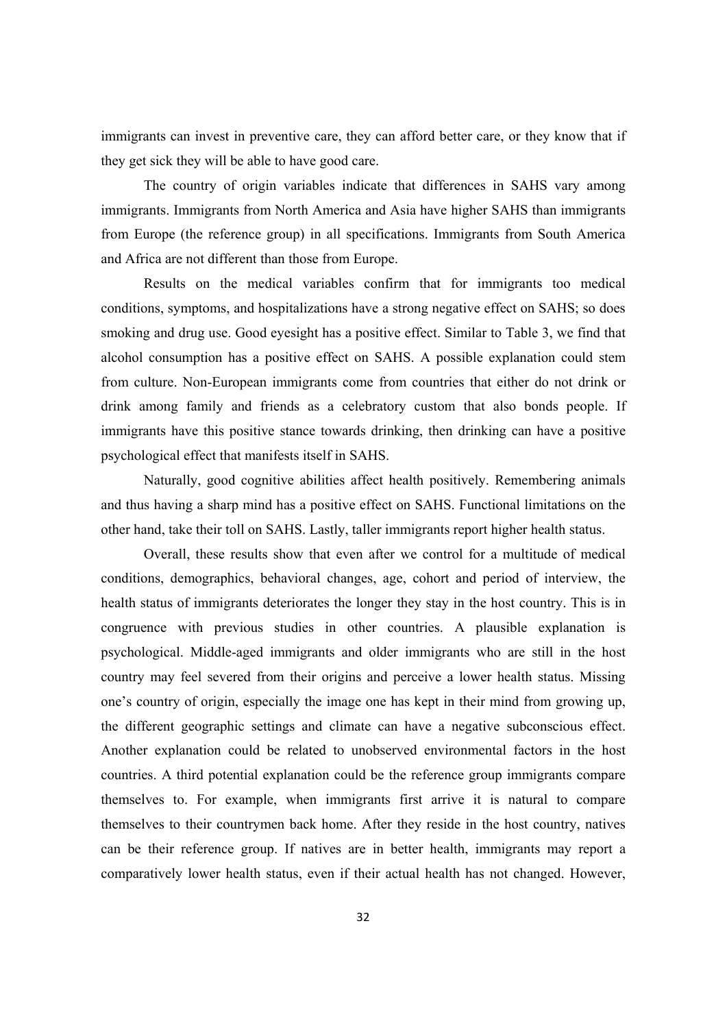immigrants can invest in preventive care, they can afford better care, or they know that if they get sick they will be able to have good care.

The country of origin variables indicate that differences in SAHS vary among immigrants. Immigrants from North America and Asia have higher SAHS than immigrants from Europe (the reference group) in all specifications. Immigrants from South America and Africa are not different than those from Europe.

Results on the medical variables confirm that for immigrants too medical conditions, symptoms, and hospitalizations have a strong negative effect on SAHS; so does smoking and drug use. Good eyesight has a positive effect. Similar to Table 3, we find that alcohol consumption has a positive effect on SAHS. A possible explanation could stem from culture. Non-European immigrants come from countries that either do not drink or drink among family and friends as a celebratory custom that also bonds people. If immigrants have this positive stance towards drinking, then drinking can have a positive psychological effect that manifests itself in SAHS.

Naturally, good cognitive abilities affect health positively. Remembering animals and thus having a sharp mind has a positive effect on SAHS. Functional limitations on the other hand, take their toll on SAHS. Lastly, taller immigrants report higher health status.

Overall, these results show that even after we control for a multitude of medical conditions, demographics, behavioral changes, age, cohort and period of interview, the health status of immigrants deteriorates the longer they stay in the host country. This is in congruence with previous studies in other countries. A plausible explanation is psychological. Middle-aged immigrants and older immigrants who are still in the host country may feel severed from their origins and perceive a lower health status. Missing one's country of origin, especially the image one has kept in their mind from growing up, the different geographic settings and climate can have a negative subconscious effect. Another explanation could be related to unobserved environmental factors in the host countries. A third potential explanation could be the reference group immigrants compare themselves to. For example, when immigrants first arrive it is natural to compare themselves to their countrymen back home. After they reside in the host country, natives can be their reference group. If natives are in better health, immigrants may report a comparatively lower health status, even if their actual health has not changed. However,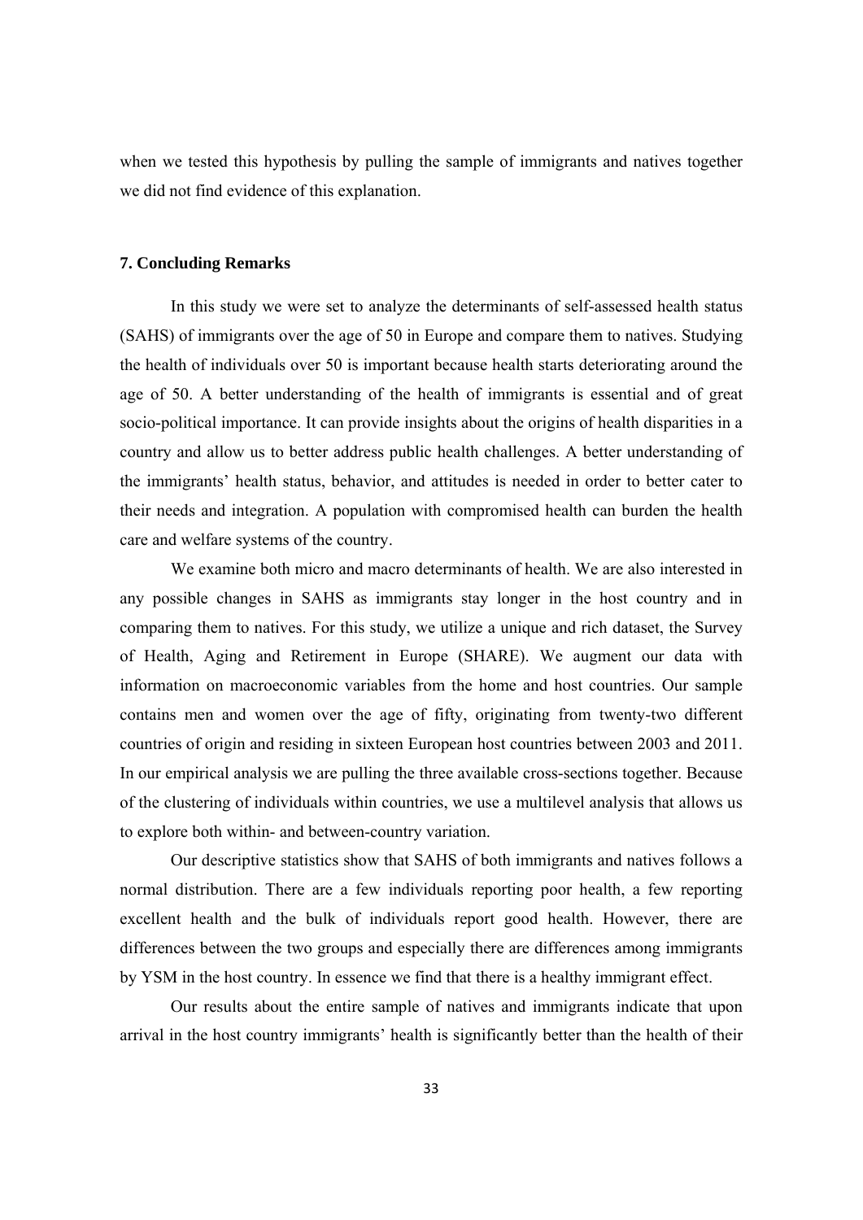when we tested this hypothesis by pulling the sample of immigrants and natives together we did not find evidence of this explanation.

## 7. Concluding Remarks

In this study we were set to analyze the determinants of self-assessed health status (SAHS) of immigrants over the age of 50 in Europe and compare them to natives. Studying the health of individuals over 50 is important because health starts deteriorating around the age of 50. A better understanding of the health of immigrants is essential and of great socio-political importance. It can provide insights about the origins of health disparities in a country and allow us to better address public health challenges. A better understanding of the immigrants' health status, behavior, and attitudes is needed in order to better cater to their needs and integration. A population with compromised health can burden the health care and welfare systems of the country.

We examine both micro and macro determinants of health. We are also interested in any possible changes in SAHS as immigrants stay longer in the host country and in comparing them to natives. For this study, we utilize a unique and rich dataset, the Survey of Health, Aging and Retirement in Europe (SHARE). We augment our data with information on macroeconomic variables from the home and host countries. Our sample contains men and women over the age of fifty, originating from twenty-two different countries of origin and residing in sixteen European host countries between 2003 and 2011. In our empirical analysis we are pulling the three available cross-sections together. Because of the clustering of individuals within countries, we use a multilevel analysis that allows us to explore both within- and between-country variation.

Our descriptive statistics show that SAHS of both immigrants and natives follows a normal distribution. There are a few individuals reporting poor health, a few reporting excellent health and the bulk of individuals report good health. However, there are differences between the two groups and especially there are differences among immigrants by YSM in the host country. In essence we find that there is a healthy immigrant effect.

Our results about the entire sample of natives and immigrants indicate that upon arrival in the host country immigrants' health is significantly better than the health of their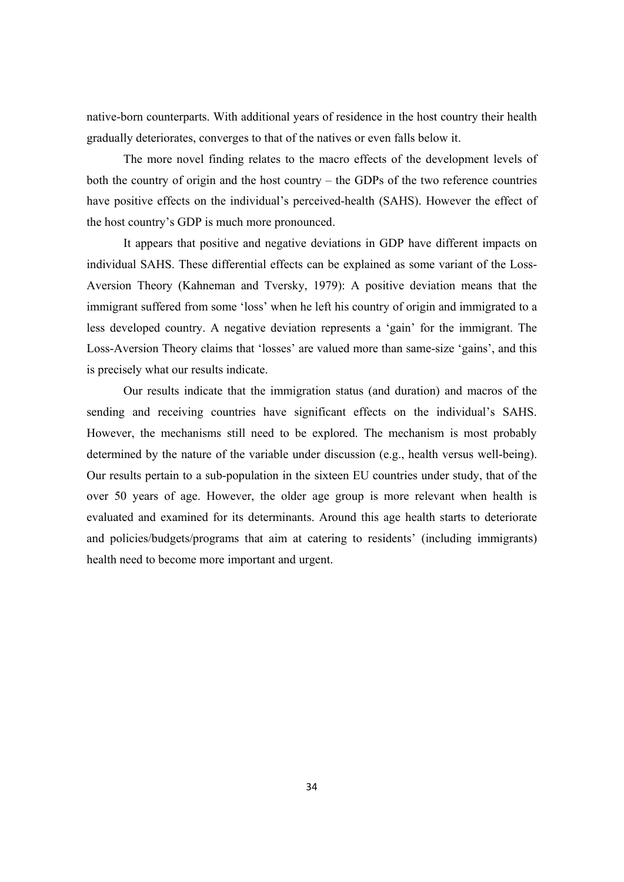native-born counterparts. With additional years of residence in the host country their health gradually deteriorates, converges to that of the natives or even falls below it.

The more novel finding relates to the macro effects of the development levels of both the country of origin and the host country – the GDPs of the two reference countries have positive effects on the individual's perceived-health (SAHS). However the effect of the host country's GDP is much more pronounced.

It appears that positive and negative deviations in GDP have different impacts on individual SAHS. These differential effects can be explained as some variant of the Loss-Aversion Theory (Kahneman and Tversky, 1979): A positive deviation means that the immigrant suffered from some 'loss' when he left his country of origin and immigrated to a less developed country. A negative deviation represents a 'gain' for the immigrant. The Loss-Aversion Theory claims that 'losses' are valued more than same-size 'gains', and this is precisely what our results indicate.

Our results indicate that the immigration status (and duration) and macros of the sending and receiving countries have significant effects on the individual's SAHS. However, the mechanisms still need to be explored. The mechanism is most probably determined by the nature of the variable under discussion (e.g., health versus well-being). Our results pertain to a sub-population in the sixteen EU countries under study, that of the over 50 years of age. However, the older age group is more relevant when health is evaluated and examined for its determinants. Around this age health starts to deteriorate and policies/budgets/programs that aim at catering to residents' (including immigrants) health need to become more important and urgent.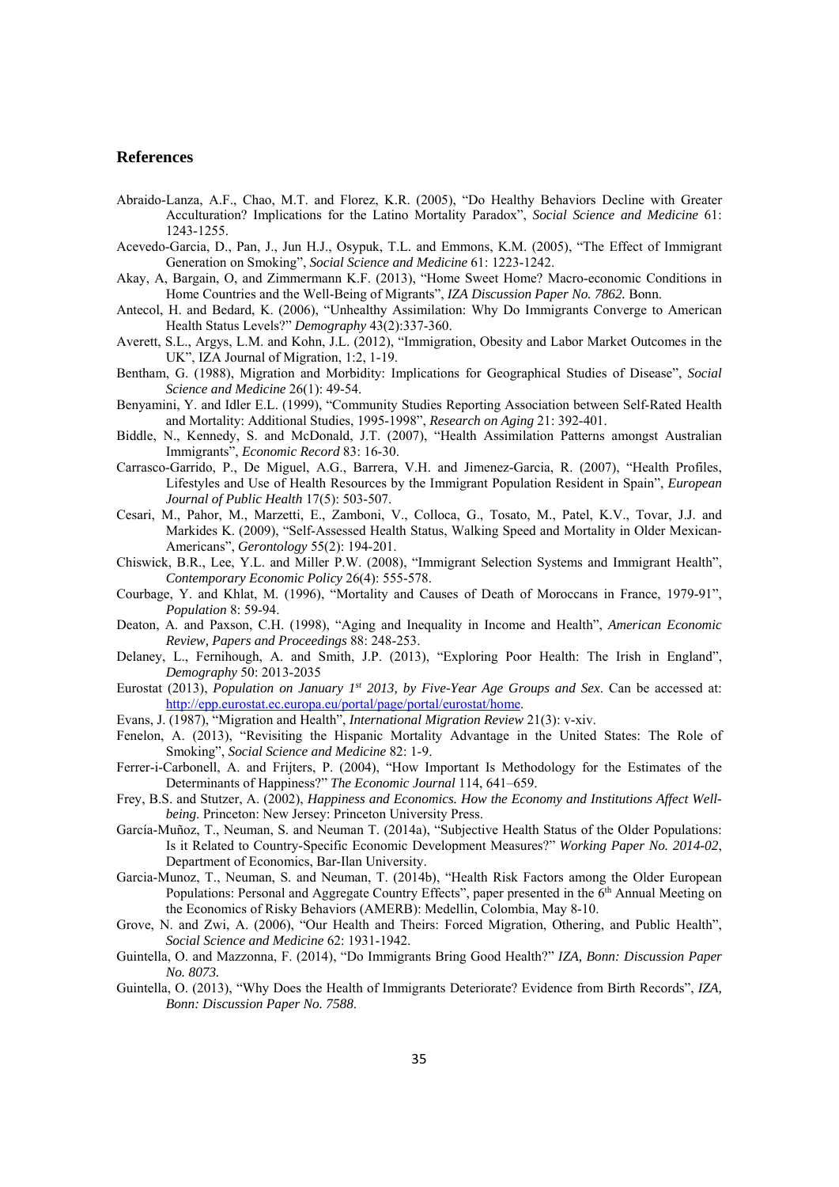## References

Abraido-Lanza, A.F., Chao, M.T. and Florez, K.R. (2005), "Do Healthy Behaviors Decline with Greater Acculturation? Implications for the Latino Mortality Paradox", *Social Science and Medicine* 61: 1243-1255.

Acevedo-Garcia, D., Pan, J., Jun H.J., Osypuk, T.L. and Emmons, K.M. (2005), "The Effect of Immigrant Generation on Smoking", *Social Science and Medicine* 61: 1223-1242.

Akay, A, Bargain, O, and Zimmermann K.F. (2013), "Home Sweet Home? Macro-economic Conditions in Home Countries and the Well-Being of Migrants", *IZA Discussion Paper No. 7862.* Bonn.

Antecol, H. and Bedard, K. (2006), "Unhealthy Assimilation: Why Do Immigrants Converge to American Health Status Levels?" *Demography* 43(2):337-360.

Averett, S.L., Argys, L.M. and Kohn, J.L. (2012), "Immigration, Obesity and Labor Market Outcomes in the UK", IZA Journal of Migration, 1:2, 1-19.

Bentham, G. (1988), Migration and Morbidity: Implications for Geographical Studies of Disease", *Social Science and Medicine* 26(1): 49-54.

Benyamini, Y. and Idler E.L. (1999), "Community Studies Reporting Association between Self-Rated Health and Mortality: Additional Studies, 1995-1998", *Research on Aging* 21: 392-401.

Biddle, N., Kennedy, S. and McDonald, J.T. (2007), "Health Assimilation Patterns amongst Australian Immigrants", *Economic Record* 83: 16-30.

Carrasco-Garrido, P., De Miguel, A.G., Barrera, V.H. and Jimenez-Garcia, R. (2007), "Health Profiles, Lifestyles and Use of Health Resources by the Immigrant Population Resident in Spain", *European Journal of Public Health* 17(5): 503-507.

Cesari, M., Pahor, M., Marzetti, E., Zamboni, V., Colloca, G., Tosato, M., Patel, K.V., Tovar, J.J. and Markides K. (2009), "Self-Assessed Health Status, Walking Speed and Mortality in Older Mexican-Americans", *Gerontology* 55(2): 194-201.

Chiswick, B.R., Lee, Y.L. and Miller P.W. (2008), "Immigrant Selection Systems and Immigrant Health", *Contemporary Economic Policy* 26(4): 555-578.

Courbage, Y. and Khlat, M. (1996), "Mortality and Causes of Death of Moroccans in France, 1979-91", *Population* 8: 59-94.

Deaton, A. and Paxson, C.H. (1998), "Aging and Inequality in Income and Health", *American Economic Review, Papers and Proceedings* 88: 248-253.

Delaney, L., Fernihough, A. and Smith, J.P. (2013), "Exploring Poor Health: The Irish in England", *Demography* 50: 2013-2035

Eurostat (2013), *Population on January 1st 2013, by Five-Year Age Groups and Sex*. Can be accessed at: http://epp.eurostat.ec.europa.eu/portal/page/portal/eurostat/home.

Evans, J. (1987), "Migration and Health", *International Migration Review* 21(3): v-xiv.

Fenelon, A. (2013), "Revisiting the Hispanic Mortality Advantage in the United States: The Role of Smoking", *Social Science and Medicine* 82: 1-9.

Ferrer-i-Carbonell, A. and Frijters, P. (2004), "How Important Is Methodology for the Estimates of the Determinants of Happiness?" *The Economic Journal* 114, 641–659.

Frey, B.S. and Stutzer, A. (2002), *Happiness and Economics. How the Economy and Institutions Affect Well-being*. Princeton: New Jersey: Princeton University Press.

García-Muñoz, T., Neuman, S. and Neuman T. (2014a), "Subjective Health Status of the Older Populations: Is it Related to Country-Specific Economic Development Measures?" *Working Paper No. 2014-02*, Department of Economics, Bar-Ilan University.

Garcia-Munoz, T., Neuman, S. and Neuman, T. (2014b), "Health Risk Factors among the Older European Populations: Personal and Aggregate Country Effects", paper presented in the 6th Annual Meeting on the Economics of Risky Behaviors (AMERB): Medellin, Colombia, May 8-10.

Grove, N. and Zwi, A. (2006), "Our Health and Theirs: Forced Migration, Othering, and Public Health", *Social Science and Medicine* 62: 1931-1942.

Guintella, O. and Mazzonna, F. (2014), "Do Immigrants Bring Good Health?" *IZA, Bonn: Discussion Paper No. 8073.*

Guintella, O. (2013), "Why Does the Health of Immigrants Deteriorate? Evidence from Birth Records", *IZA, Bonn: Discussion Paper No. 7588*.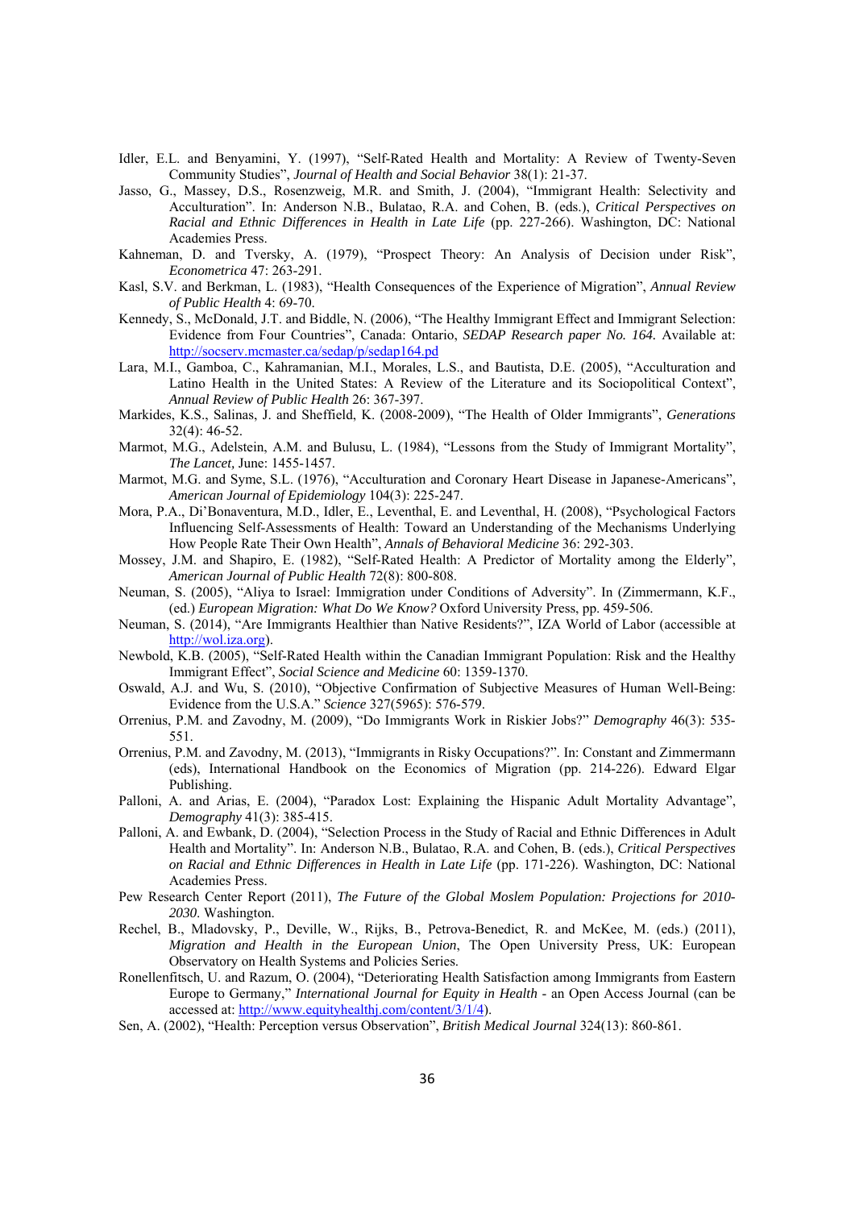Idler, E.L. and Benyamini, Y. (1997), "Self-Rated Health and Mortality: A Review of Twenty-Seven Community Studies", *Journal of Health and Social Behavior* 38(1): 21-37.

Jasso, G., Massey, D.S., Rosenzweig, M.R. and Smith, J. (2004), "Immigrant Health: Selectivity and Acculturation". In: Anderson N.B., Bulatao, R.A. and Cohen, B. (eds.), *Critical Perspectives on Racial and Ethnic Differences in Health in Late Life* (pp. 227-266). Washington, DC: National Academies Press.

Kahneman, D. and Tversky, A. (1979), "Prospect Theory: An Analysis of Decision under Risk", *Econometrica* 47: 263-291.

Kasl, S.V. and Berkman, L. (1983), "Health Consequences of the Experience of Migration", *Annual Review of Public Health* 4: 69-70.

Kennedy, S., McDonald, J.T. and Biddle, N. (2006), "The Healthy Immigrant Effect and Immigrant Selection: Evidence from Four Countries", Canada: Ontario, *SEDAP Research paper No. 164*. Available at: http://socserv.mcmaster.ca/sedap/p/sedap164.pd

Lara, M.I., Gamboa, C., Kahramanian, M.I., Morales, L.S., and Bautista, D.E. (2005), "Acculturation and Latino Health in the United States: A Review of the Literature and its Sociopolitical Context", *Annual Review of Public Health* 26: 367-397.

Markides, K.S., Salinas, J. and Sheffield, K. (2008-2009), "The Health of Older Immigrants", *Generations* 32(4): 46-52.

Marmot, M.G., Adelstein, A.M. and Bulusu, L. (1984), "Lessons from the Study of Immigrant Mortality", *The Lancet,* June: 1455-1457.

Marmot, M.G. and Syme, S.L. (1976), "Acculturation and Coronary Heart Disease in Japanese-Americans", *American Journal of Epidemiology* 104(3): 225-247.

Mora, P.A., Di'Bonaventura, M.D., Idler, E., Leventhal, E. and Leventhal, H. (2008), "Psychological Factors Influencing Self-Assessments of Health: Toward an Understanding of the Mechanisms Underlying How People Rate Their Own Health", *Annals of Behavioral Medicine* 36: 292-303.

Mossey, J.M. and Shapiro, E. (1982), "Self-Rated Health: A Predictor of Mortality among the Elderly", *American Journal of Public Health* 72(8): 800-808.

Neuman, S. (2005), "Aliya to Israel: Immigration under Conditions of Adversity". In (Zimmermann, K.F., (ed.) *European Migration: What Do We Know?* Oxford University Press, pp. 459-506.

Neuman, S. (2014), "Are Immigrants Healthier than Native Residents?", IZA World of Labor (accessible at http://wol.iza.org).

Newbold, K.B. (2005), "Self-Rated Health within the Canadian Immigrant Population: Risk and the Healthy Immigrant Effect", *Social Science and Medicine* 60: 1359-1370.

Oswald, A.J. and Wu, S. (2010), "Objective Confirmation of Subjective Measures of Human Well-Being: Evidence from the U.S.A." *Science* 327(5965): 576-579.

Orrenius, P.M. and Zavodny, M. (2009), "Do Immigrants Work in Riskier Jobs?" *Demography* 46(3): 535-551.

Orrenius, P.M. and Zavodny, M. (2013), "Immigrants in Risky Occupations?". In: Constant and Zimmermann (eds), International Handbook on the Economics of Migration (pp. 214-226). Edward Elgar Publishing.

Palloni, A. and Arias, E. (2004), "Paradox Lost: Explaining the Hispanic Adult Mortality Advantage", *Demography* 41(3): 385-415.

Palloni, A. and Ewbank, D. (2004), "Selection Process in the Study of Racial and Ethnic Differences in Adult Health and Mortality". In: Anderson N.B., Bulatao, R.A. and Cohen, B. (eds.), *Critical Perspectives on Racial and Ethnic Differences in Health in Late Life* (pp. 171-226). Washington, DC: National Academies Press.

Pew Research Center Report (2011), *The Future of the Global Moslem Population: Projections for 2010-2030*. Washington.

Rechel, B., Mladovsky, P., Deville, W., Rijks, B., Petrova-Benedict, R. and McKee, M. (eds.) (2011), *Migration and Health in the European Union*, The Open University Press, UK: European Observatory on Health Systems and Policies Series.

Ronellenfitsch, U. and Razum, O. (2004), "Deteriorating Health Satisfaction among Immigrants from Eastern Europe to Germany," *International Journal for Equity in Health* - an Open Access Journal (can be accessed at: http://www.equityhealthj.com/content/3/1/4).

Sen, A. (2002), "Health: Perception versus Observation", *British Medical Journal* 324(13): 860-861.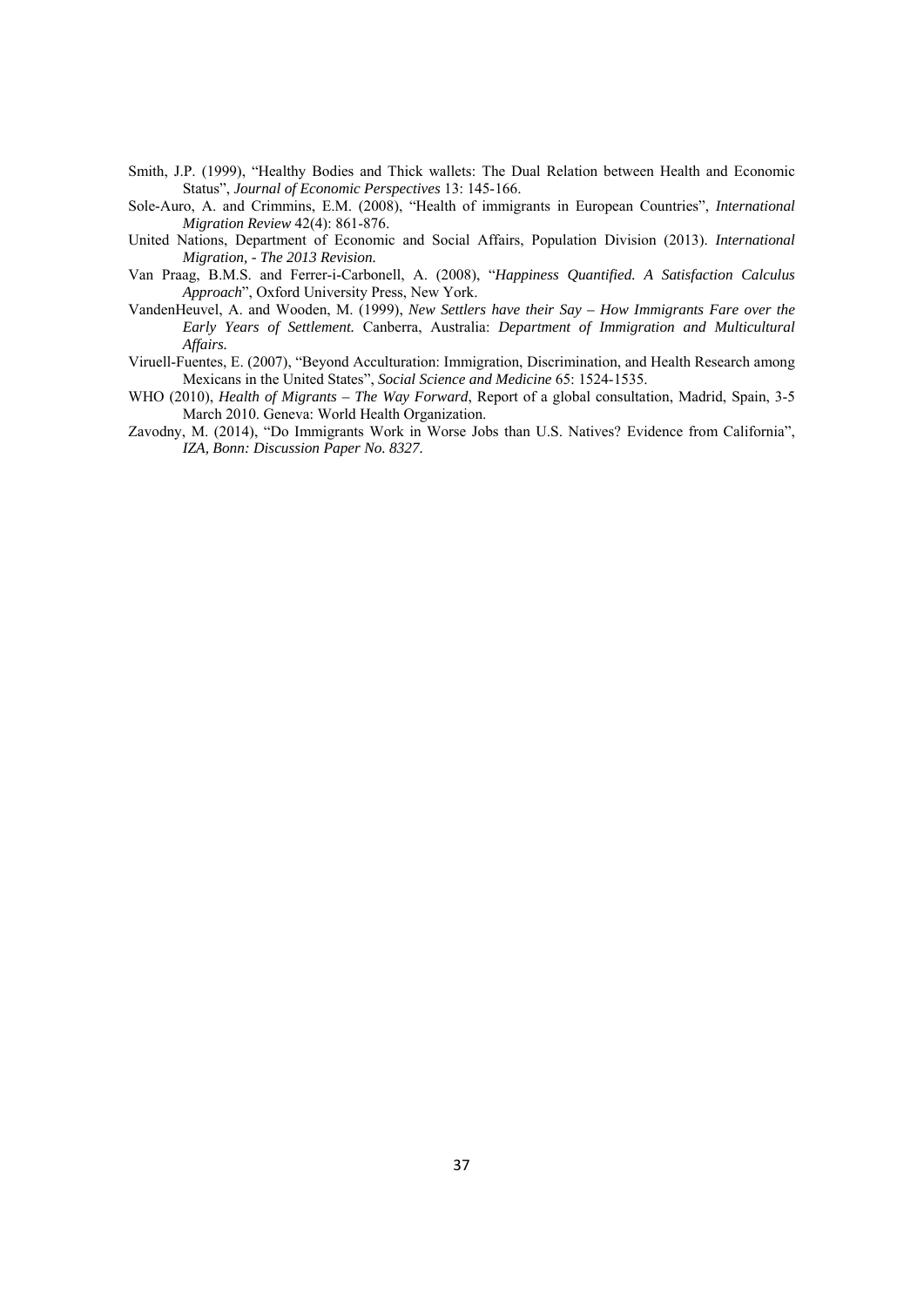Smith, J.P. (1999), "Healthy Bodies and Thick wallets: The Dual Relation between Health and Economic Status", *Journal of Economic Perspectives* 13: 145-166.

Sole-Auro, A. and Crimmins, E.M. (2008), "Health of immigrants in European Countries", *International Migration Review* 42(4): 861-876.

United Nations, Department of Economic and Social Affairs, Population Division (2013). *International Migration, - The 2013 Revision.*

Van Praag, B.M.S. and Ferrer-i-Carbonell, A. (2008), "*Happiness Quantified. A Satisfaction Calculus Approach*", Oxford University Press, New York.

VandenHeuvel, A. and Wooden, M. (1999), *New Settlers have their Say – How Immigrants Fare over the Early Years of Settlement.* Canberra, Australia: *Department of Immigration and Multicultural Affairs.*

Viruell-Fuentes, E. (2007), "Beyond Acculturation: Immigration, Discrimination, and Health Research among Mexicans in the United States", *Social Science and Medicine* 65: 1524-1535.

WHO (2010), *Health of Migrants – The Way Forward*, Report of a global consultation, Madrid, Spain, 3-5 March 2010. Geneva: World Health Organization.

Zavodny, M. (2014), "Do Immigrants Work in Worse Jobs than U.S. Natives? Evidence from California", *IZA, Bonn: Discussion Paper No. 8327.*